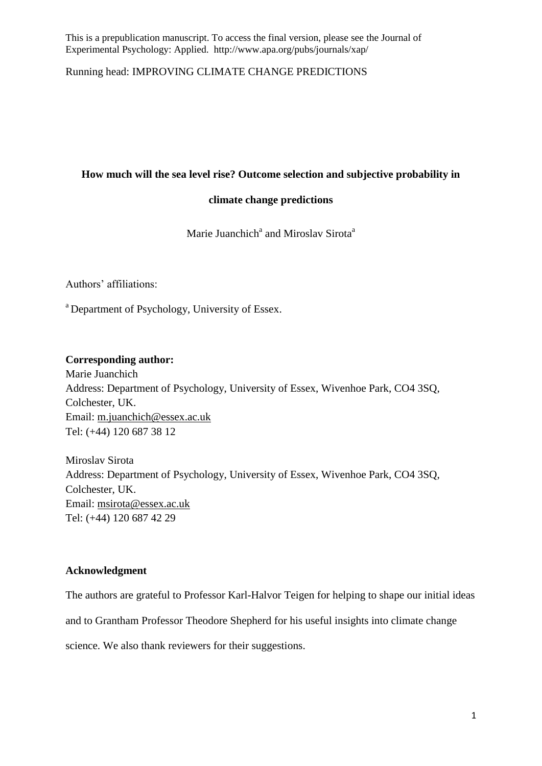This is a prepublication manuscript. To access the final version, please see the Journal of Experimental Psychology: Applied. http://www.apa.org/pubs/journals/xap/

Running head: IMPROVING CLIMATE CHANGE PREDICTIONS

# How much will the sea level rise? Outcome selection and subjective probability in climate change predictions

Marie Juanchich[a] and Miroslav Sirota[a]

Authors' affiliations:

[a] Department of Psychology, University of Essex.

**Corresponding author:**

Marie Juanchich
Address: Department of Psychology, University of Essex, Wivenhoe Park, CO4 3SQ, Colchester, UK.
Email: m.juanchich@essex.ac.uk
Tel: (+44) 120 687 38 12

Miroslav Sirota
Address: Department of Psychology, University of Essex, Wivenhoe Park, CO4 3SQ, Colchester, UK.
Email: msirota@essex.ac.uk
Tel: (+44) 120 687 42 29

**Acknowledgment**

The authors are grateful to Professor Karl-Halvor Teigen for helping to shape our initial ideas and to Grantham Professor Theodore Shepherd for his useful insights into climate change science. We also thank reviewers for their suggestions.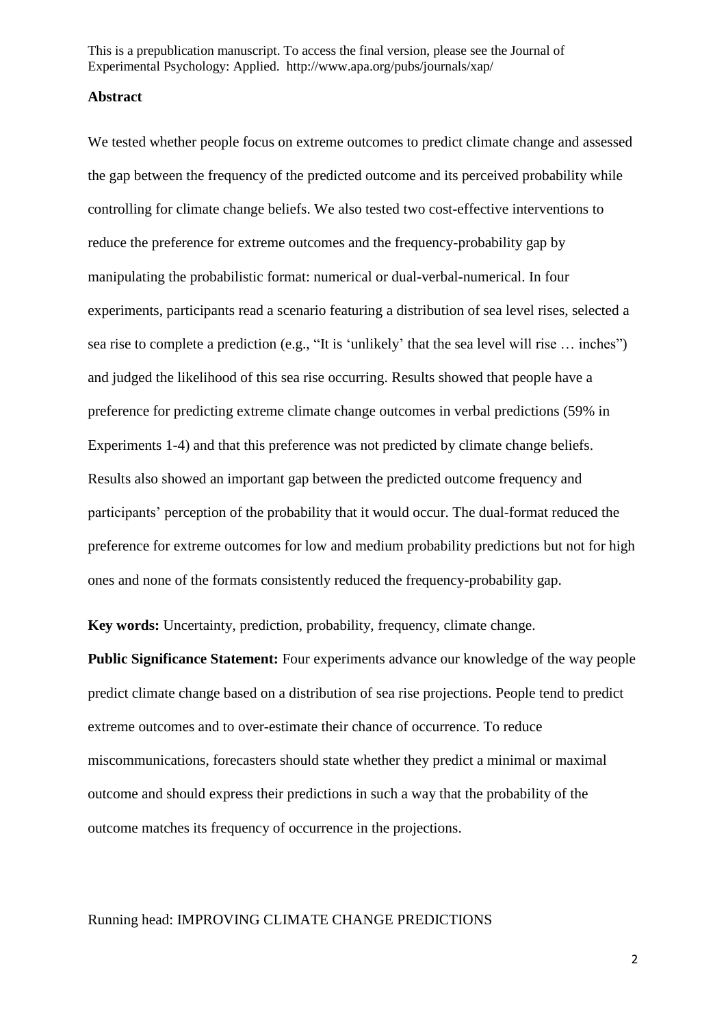**Abstract**

We tested whether people focus on extreme outcomes to predict climate change and assessed the gap between the frequency of the predicted outcome and its perceived probability while controlling for climate change beliefs. We also tested two cost-effective interventions to reduce the preference for extreme outcomes and the frequency-probability gap by manipulating the probabilistic format: numerical or dual-verbal-numerical. In four experiments, participants read a scenario featuring a distribution of sea level rises, selected a sea rise to complete a prediction (e.g., "It is 'unlikely' that the sea level will rise … inches") and judged the likelihood of this sea rise occurring. Results showed that people have a preference for predicting extreme climate change outcomes in verbal predictions (59% in Experiments 1-4) and that this preference was not predicted by climate change beliefs. Results also showed an important gap between the predicted outcome frequency and participants' perception of the probability that it would occur. The dual-format reduced the preference for extreme outcomes for low and medium probability predictions but not for high ones and none of the formats consistently reduced the frequency-probability gap.

**Key words:** Uncertainty, prediction, probability, frequency, climate change.

**Public Significance Statement:** Four experiments advance our knowledge of the way people predict climate change based on a distribution of sea rise projections. People tend to predict extreme outcomes and to over-estimate their chance of occurrence. To reduce miscommunications, forecasters should state whether they predict a minimal or maximal outcome and should express their predictions in such a way that the probability of the outcome matches its frequency of occurrence in the projections.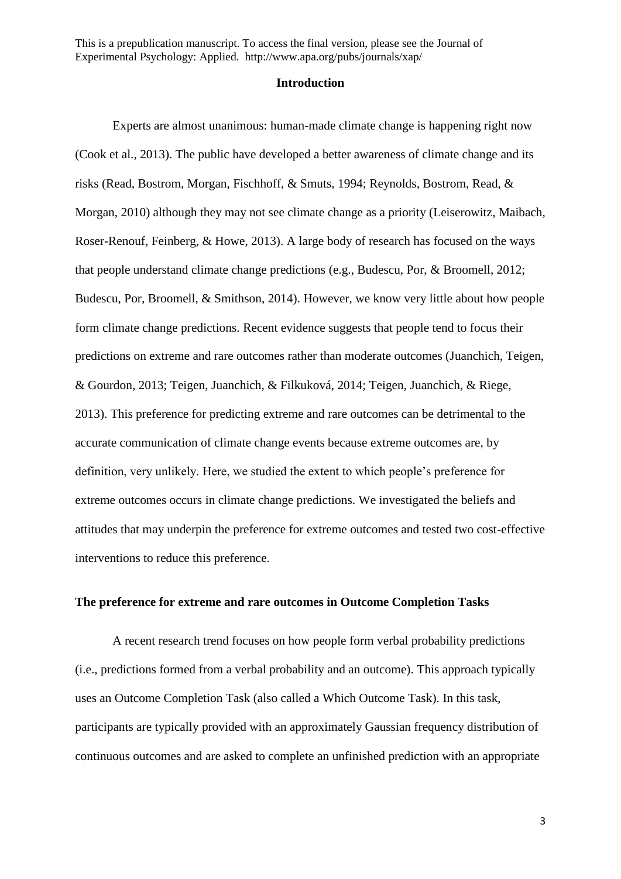## Introduction

Experts are almost unanimous: human-made climate change is happening right now (Cook et al., 2013). The public have developed a better awareness of climate change and its risks (Read, Bostrom, Morgan, Fischhoff, & Smuts, 1994; Reynolds, Bostrom, Read, & Morgan, 2010) although they may not see climate change as a priority (Leiserowitz, Maibach, Roser-Renouf, Feinberg, & Howe, 2013). A large body of research has focused on the ways that people understand climate change predictions (e.g., Budescu, Por, & Broomell, 2012; Budescu, Por, Broomell, & Smithson, 2014). However, we know very little about how people form climate change predictions. Recent evidence suggests that people tend to focus their predictions on extreme and rare outcomes rather than moderate outcomes (Juanchich, Teigen, & Gourdon, 2013; Teigen, Juanchich, & Filkuková, 2014; Teigen, Juanchich, & Riege, 2013). This preference for predicting extreme and rare outcomes can be detrimental to the accurate communication of climate change events because extreme outcomes are, by definition, very unlikely. Here, we studied the extent to which people's preference for extreme outcomes occurs in climate change predictions. We investigated the beliefs and attitudes that may underpin the preference for extreme outcomes and tested two cost-effective interventions to reduce this preference.

### The preference for extreme and rare outcomes in Outcome Completion Tasks

A recent research trend focuses on how people form verbal probability predictions (i.e., predictions formed from a verbal probability and an outcome). This approach typically uses an Outcome Completion Task (also called a Which Outcome Task). In this task, participants are typically provided with an approximately Gaussian frequency distribution of continuous outcomes and are asked to complete an unfinished prediction with an appropriate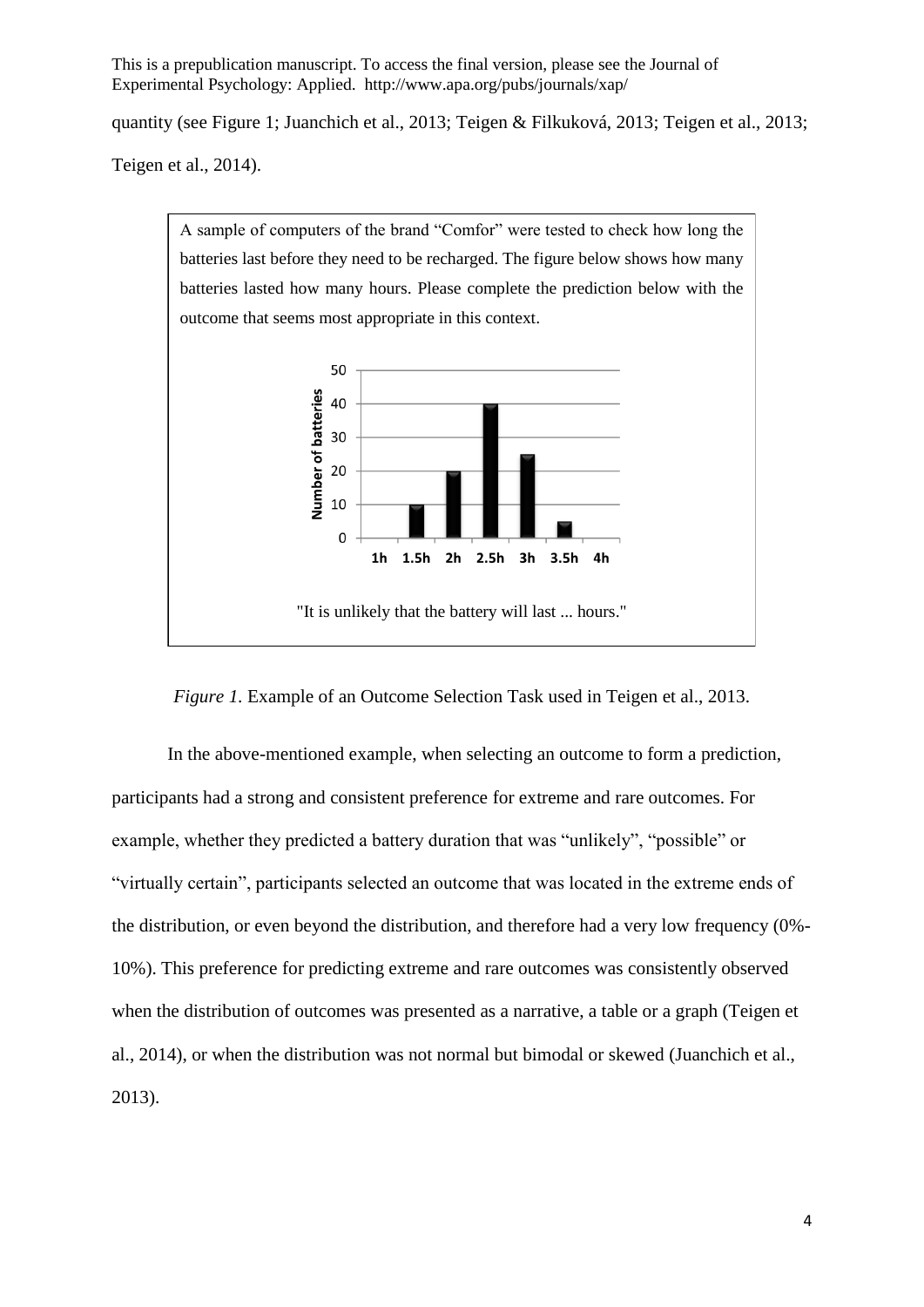quantity (see Figure 1; Juanchich et al., 2013; Teigen & Filkuková, 2013; Teigen et al., 2013; Teigen et al., 2014).

A sample of computers of the brand "Comfor" were tested to check how long the batteries last before they need to be recharged. The figure below shows how many batteries lasted how many hours. Please complete the prediction below with the outcome that seems most appropriate in this context.

"It is unlikely that the battery will last ... hours."

*Figure 1.* Example of an Outcome Selection Task used in Teigen et al., 2013.

In the above-mentioned example, when selecting an outcome to form a prediction, participants had a strong and consistent preference for extreme and rare outcomes. For example, whether they predicted a battery duration that was "unlikely", "possible" or "virtually certain", participants selected an outcome that was located in the extreme ends of the distribution, or even beyond the distribution, and therefore had a very low frequency (0%-10%). This preference for predicting extreme and rare outcomes was consistently observed when the distribution of outcomes was presented as a narrative, a table or a graph (Teigen et al., 2014), or when the distribution was not normal but bimodal or skewed (Juanchich et al., 2013).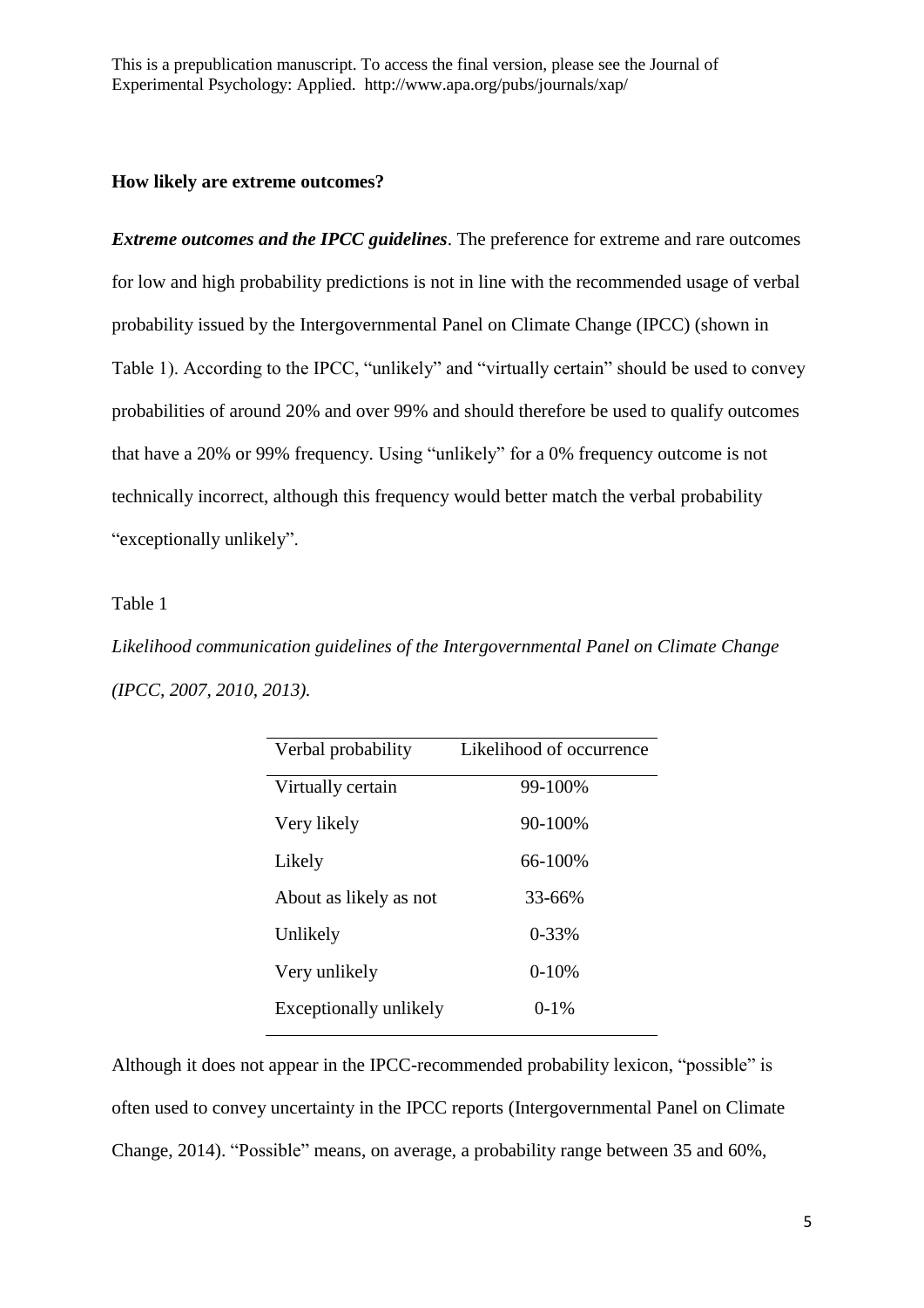This is a prepublication manuscript. To access the final version, please see the Journal of Experimental Psychology: Applied. http://www.apa.org/pubs/journals/xap/

**How likely are extreme outcomes?**

***Extreme outcomes and the IPCC guidelines***. The preference for extreme and rare outcomes for low and high probability predictions is not in line with the recommended usage of verbal probability issued by the Intergovernmental Panel on Climate Change (IPCC) (shown in Table 1). According to the IPCC, "unlikely" and "virtually certain" should be used to convey probabilities of around 20% and over 99% and should therefore be used to qualify outcomes that have a 20% or 99% frequency. Using "unlikely" for a 0% frequency outcome is not technically incorrect, although this frequency would better match the verbal probability "exceptionally unlikely".

Table 1

*Likelihood communication guidelines of the Intergovernmental Panel on Climate Change (IPCC, 2007, 2010, 2013).*

| Verbal probability | Likelihood of occurrence |
|---|---|
| Virtually certain | 99-100% |
| Very likely | 90-100% |
| Likely | 66-100% |
| About as likely as not | 33-66% |
| Unlikely | 0-33% |
| Very unlikely | 0-10% |
| Exceptionally unlikely | 0-1% |

Although it does not appear in the IPCC-recommended probability lexicon, "possible" is often used to convey uncertainty in the IPCC reports (Intergovernmental Panel on Climate Change, 2014). "Possible" means, on average, a probability range between 35 and 60%,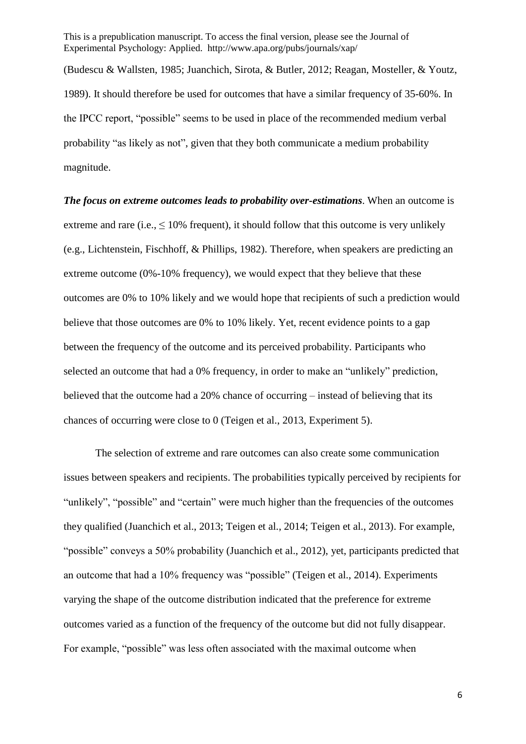(Budescu & Wallsten, 1985; Juanchich, Sirota, & Butler, 2012; Reagan, Mosteller, & Youtz, 1989). It should therefore be used for outcomes that have a similar frequency of 35-60%. In the IPCC report, "possible" seems to be used in place of the recommended medium verbal probability "as likely as not", given that they both communicate a medium probability magnitude.

***The focus on extreme outcomes leads to probability over-estimations***. When an outcome is extreme and rare (i.e., ≤ 10% frequent), it should follow that this outcome is very unlikely (e.g., Lichtenstein, Fischhoff, & Phillips, 1982). Therefore, when speakers are predicting an extreme outcome (0%-10% frequency), we would expect that they believe that these outcomes are 0% to 10% likely and we would hope that recipients of such a prediction would believe that those outcomes are 0% to 10% likely. Yet, recent evidence points to a gap between the frequency of the outcome and its perceived probability. Participants who selected an outcome that had a 0% frequency, in order to make an "unlikely" prediction, believed that the outcome had a 20% chance of occurring – instead of believing that its chances of occurring were close to 0 (Teigen et al., 2013, Experiment 5).

The selection of extreme and rare outcomes can also create some communication issues between speakers and recipients. The probabilities typically perceived by recipients for "unlikely", "possible" and "certain" were much higher than the frequencies of the outcomes they qualified (Juanchich et al., 2013; Teigen et al., 2014; Teigen et al., 2013). For example, "possible" conveys a 50% probability (Juanchich et al., 2012), yet, participants predicted that an outcome that had a 10% frequency was "possible" (Teigen et al., 2014). Experiments varying the shape of the outcome distribution indicated that the preference for extreme outcomes varied as a function of the frequency of the outcome but did not fully disappear. For example, "possible" was less often associated with the maximal outcome when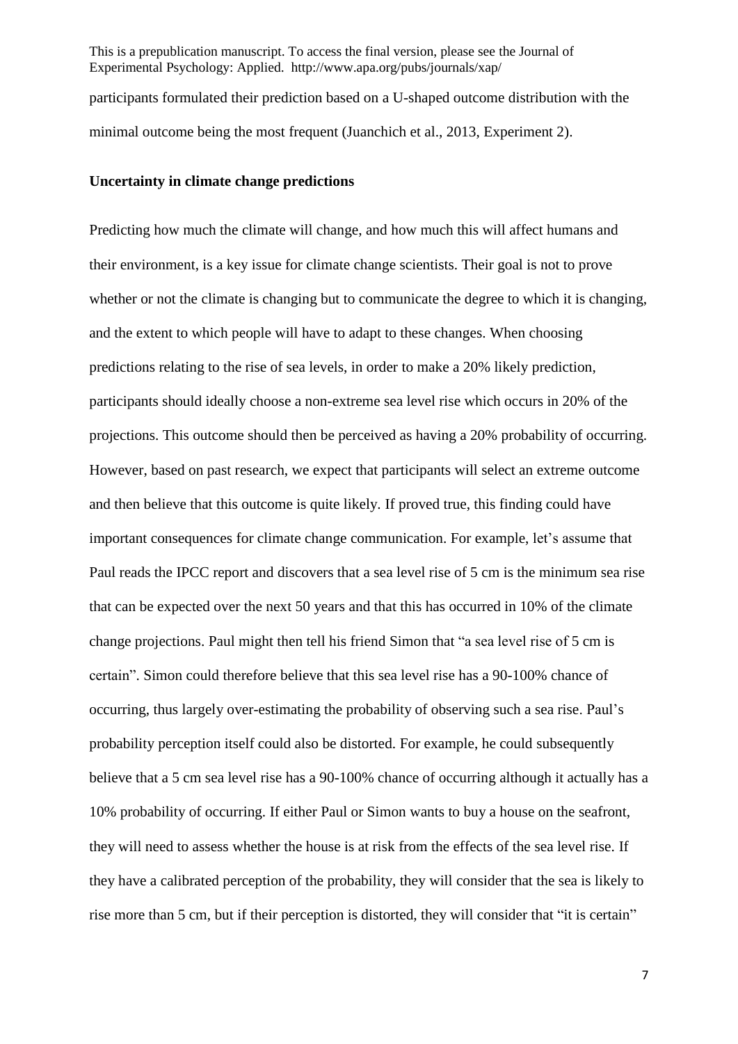participants formulated their prediction based on a U-shaped outcome distribution with the minimal outcome being the most frequent (Juanchich et al., 2013, Experiment 2).

## Uncertainty in climate change predictions

Predicting how much the climate will change, and how much this will affect humans and their environment, is a key issue for climate change scientists. Their goal is not to prove whether or not the climate is changing but to communicate the degree to which it is changing, and the extent to which people will have to adapt to these changes. When choosing predictions relating to the rise of sea levels, in order to make a 20% likely prediction, participants should ideally choose a non-extreme sea level rise which occurs in 20% of the projections. This outcome should then be perceived as having a 20% probability of occurring. However, based on past research, we expect that participants will select an extreme outcome and then believe that this outcome is quite likely. If proved true, this finding could have important consequences for climate change communication. For example, let's assume that Paul reads the IPCC report and discovers that a sea level rise of 5 cm is the minimum sea rise that can be expected over the next 50 years and that this has occurred in 10% of the climate change projections. Paul might then tell his friend Simon that "a sea level rise of 5 cm is certain". Simon could therefore believe that this sea level rise has a 90-100% chance of occurring, thus largely over-estimating the probability of observing such a sea rise. Paul's probability perception itself could also be distorted. For example, he could subsequently believe that a 5 cm sea level rise has a 90-100% chance of occurring although it actually has a 10% probability of occurring. If either Paul or Simon wants to buy a house on the seafront, they will need to assess whether the house is at risk from the effects of the sea level rise. If they have a calibrated perception of the probability, they will consider that the sea is likely to rise more than 5 cm, but if their perception is distorted, they will consider that "it is certain"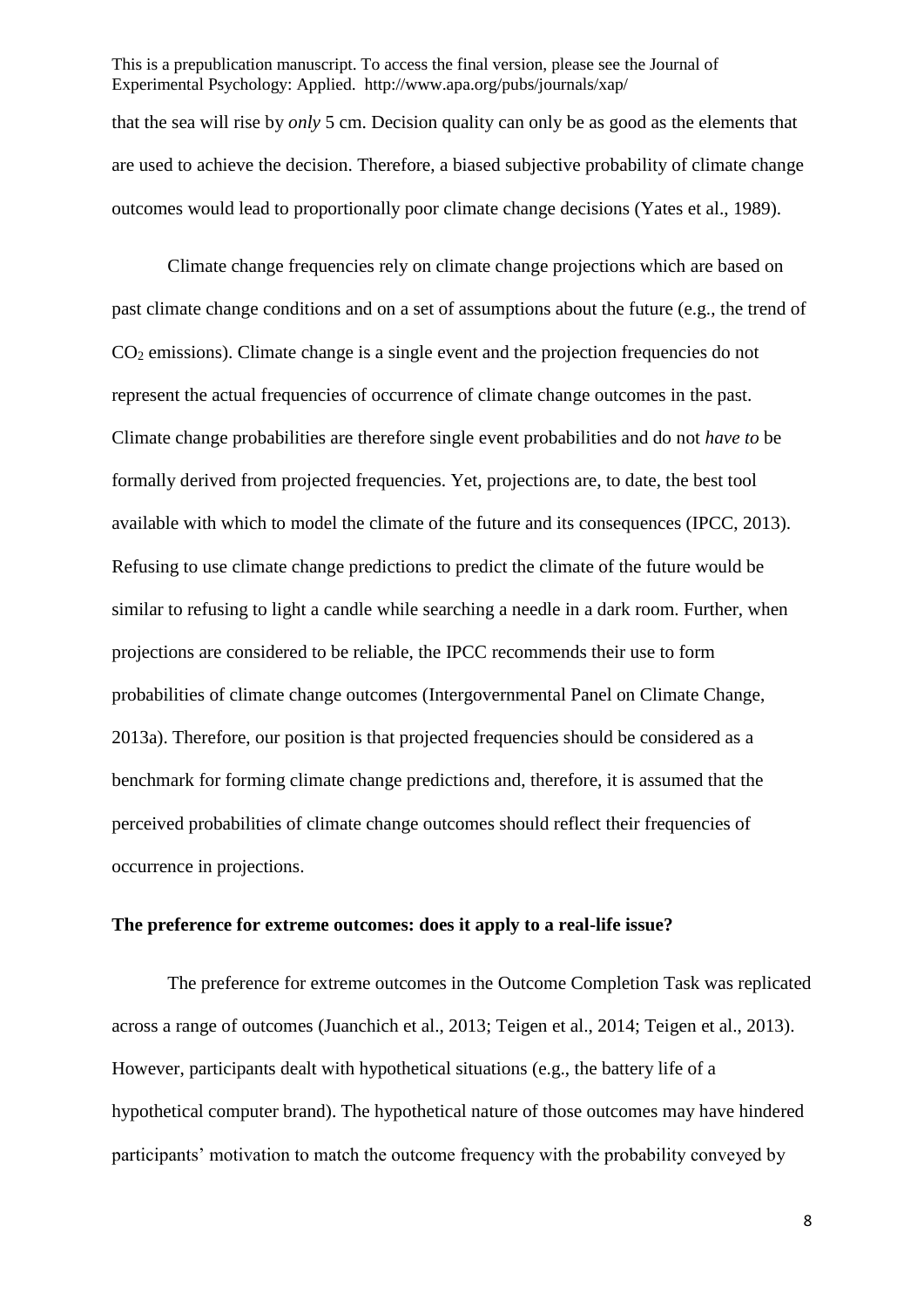that the sea will rise by *only* 5 cm. Decision quality can only be as good as the elements that are used to achieve the decision. Therefore, a biased subjective probability of climate change outcomes would lead to proportionally poor climate change decisions (Yates et al., 1989).

Climate change frequencies rely on climate change projections which are based on past climate change conditions and on a set of assumptions about the future (e.g., the trend of $CO_2$ emissions). Climate change is a single event and the projection frequencies do not represent the actual frequencies of occurrence of climate change outcomes in the past. Climate change probabilities are therefore single event probabilities and do not *have to* be formally derived from projected frequencies. Yet, projections are, to date, the best tool available with which to model the climate of the future and its consequences (IPCC, 2013). Refusing to use climate change predictions to predict the climate of the future would be similar to refusing to light a candle while searching a needle in a dark room. Further, when projections are considered to be reliable, the IPCC recommends their use to form probabilities of climate change outcomes (Intergovernmental Panel on Climate Change, 2013a). Therefore, our position is that projected frequencies should be considered as a benchmark for forming climate change predictions and, therefore, it is assumed that the perceived probabilities of climate change outcomes should reflect their frequencies of occurrence in projections.

**The preference for extreme outcomes: does it apply to a real-life issue?**

The preference for extreme outcomes in the Outcome Completion Task was replicated across a range of outcomes (Juanchich et al., 2013; Teigen et al., 2014; Teigen et al., 2013). However, participants dealt with hypothetical situations (e.g., the battery life of a hypothetical computer brand). The hypothetical nature of those outcomes may have hindered participants' motivation to match the outcome frequency with the probability conveyed by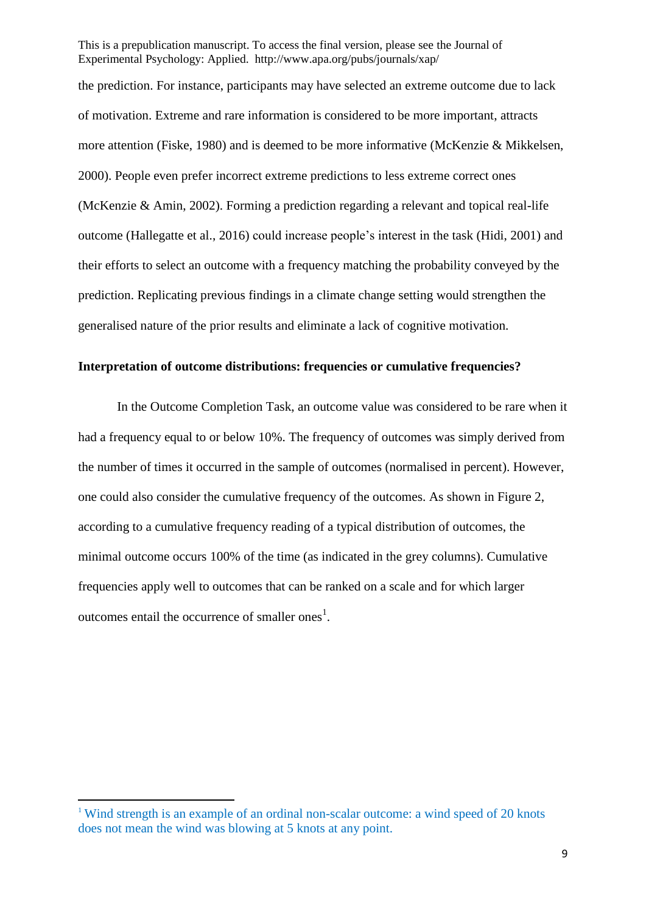the prediction. For instance, participants may have selected an extreme outcome due to lack of motivation. Extreme and rare information is considered to be more important, attracts more attention (Fiske, 1980) and is deemed to be more informative (McKenzie & Mikkelsen, 2000). People even prefer incorrect extreme predictions to less extreme correct ones (McKenzie & Amin, 2002). Forming a prediction regarding a relevant and topical real-life outcome (Hallegatte et al., 2016) could increase people's interest in the task (Hidi, 2001) and their efforts to select an outcome with a frequency matching the probability conveyed by the prediction. Replicating previous findings in a climate change setting would strengthen the generalised nature of the prior results and eliminate a lack of cognitive motivation.

## Interpretation of outcome distributions: frequencies or cumulative frequencies?

In the Outcome Completion Task, an outcome value was considered to be rare when it had a frequency equal to or below 10%. The frequency of outcomes was simply derived from the number of times it occurred in the sample of outcomes (normalised in percent). However, one could also consider the cumulative frequency of the outcomes. As shown in Figure 2, according to a cumulative frequency reading of a typical distribution of outcomes, the minimal outcome occurs 100% of the time (as indicated in the grey columns). Cumulative frequencies apply well to outcomes that can be ranked on a scale and for which larger outcomes entail the occurrence of smaller ones[1].

[1] Wind strength is an example of an ordinal non-scalar outcome: a wind speed of 20 knots does not mean the wind was blowing at 5 knots at any point.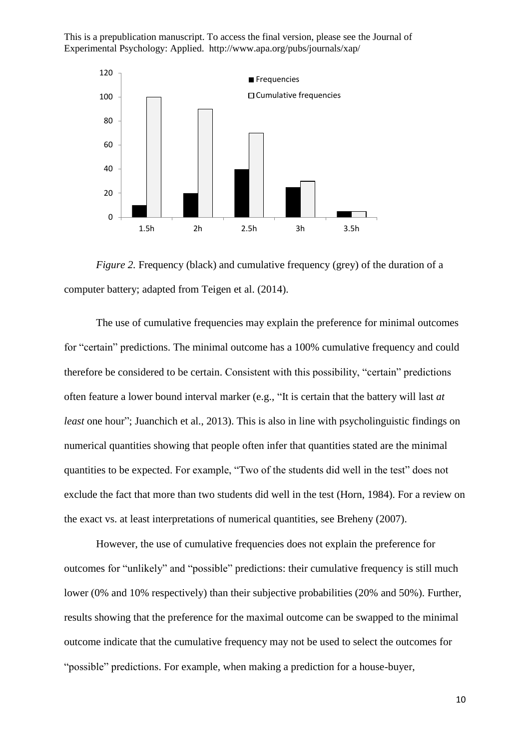*Figure 2.* Frequency (black) and cumulative frequency (grey) of the duration of a computer battery; adapted from Teigen et al. (2014).

The use of cumulative frequencies may explain the preference for minimal outcomes for "certain" predictions. The minimal outcome has a 100% cumulative frequency and could therefore be considered to be certain. Consistent with this possibility, "certain" predictions often feature a lower bound interval marker (e.g., "It is certain that the battery will last *at least* one hour"; Juanchich et al., 2013). This is also in line with psycholinguistic findings on numerical quantities showing that people often infer that quantities stated are the minimal quantities to be expected. For example, "Two of the students did well in the test" does not exclude the fact that more than two students did well in the test (Horn, 1984). For a review on the exact vs. at least interpretations of numerical quantities, see Breheny (2007).

However, the use of cumulative frequencies does not explain the preference for outcomes for "unlikely" and "possible" predictions: their cumulative frequency is still much lower (0% and 10% respectively) than their subjective probabilities (20% and 50%). Further, results showing that the preference for the maximal outcome can be swapped to the minimal outcome indicate that the cumulative frequency may not be used to select the outcomes for "possible" predictions. For example, when making a prediction for a house-buyer,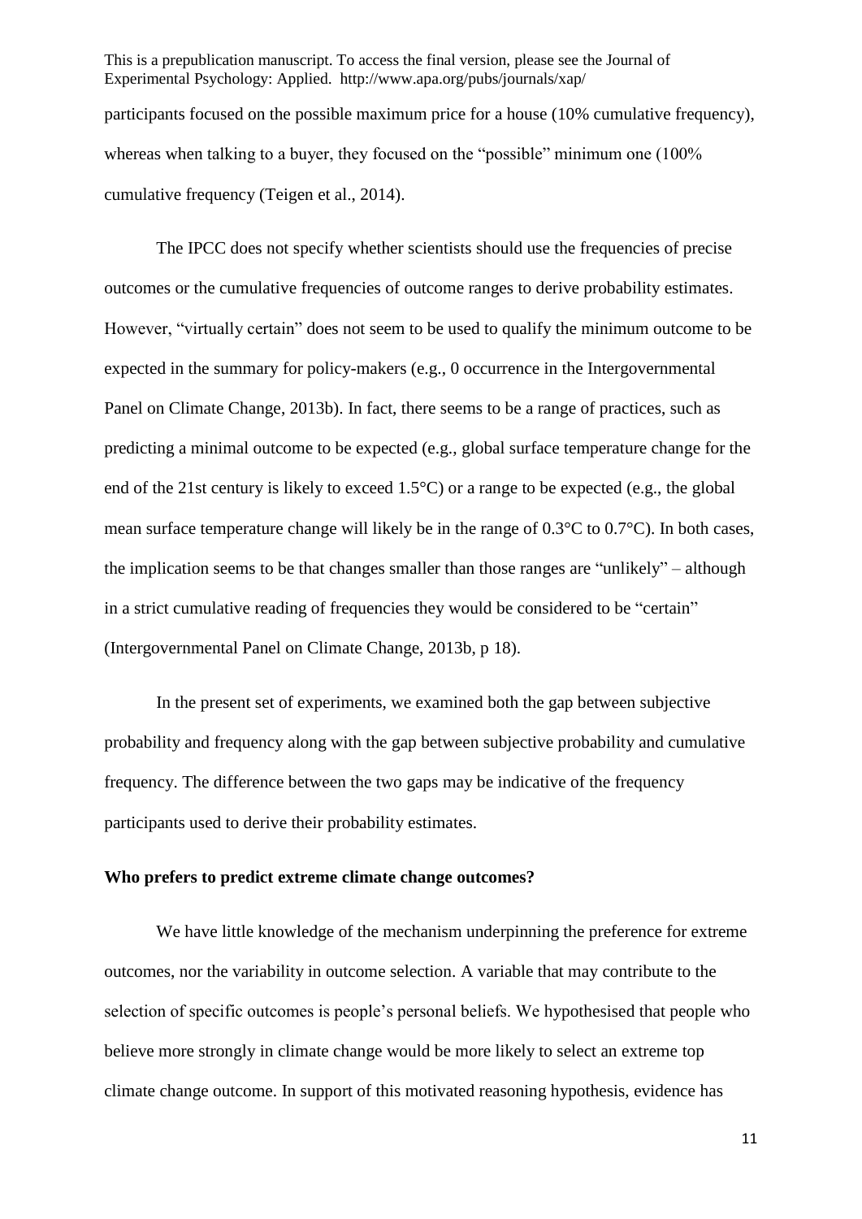participants focused on the possible maximum price for a house (10% cumulative frequency), whereas when talking to a buyer, they focused on the "possible" minimum one (100% cumulative frequency (Teigen et al., 2014).

The IPCC does not specify whether scientists should use the frequencies of precise outcomes or the cumulative frequencies of outcome ranges to derive probability estimates. However, "virtually certain" does not seem to be used to qualify the minimum outcome to be expected in the summary for policy-makers (e.g., 0 occurrence in the Intergovernmental Panel on Climate Change, 2013b). In fact, there seems to be a range of practices, such as predicting a minimal outcome to be expected (e.g., global surface temperature change for the end of the 21st century is likely to exceed 1.5°C) or a range to be expected (e.g., the global mean surface temperature change will likely be in the range of 0.3°C to 0.7°C). In both cases, the implication seems to be that changes smaller than those ranges are "unlikely" – although in a strict cumulative reading of frequencies they would be considered to be "certain" (Intergovernmental Panel on Climate Change, 2013b, p 18).

In the present set of experiments, we examined both the gap between subjective probability and frequency along with the gap between subjective probability and cumulative frequency. The difference between the two gaps may be indicative of the frequency participants used to derive their probability estimates.

**Who prefers to predict extreme climate change outcomes?**

We have little knowledge of the mechanism underpinning the preference for extreme outcomes, nor the variability in outcome selection. A variable that may contribute to the selection of specific outcomes is people's personal beliefs. We hypothesised that people who believe more strongly in climate change would be more likely to select an extreme top climate change outcome. In support of this motivated reasoning hypothesis, evidence has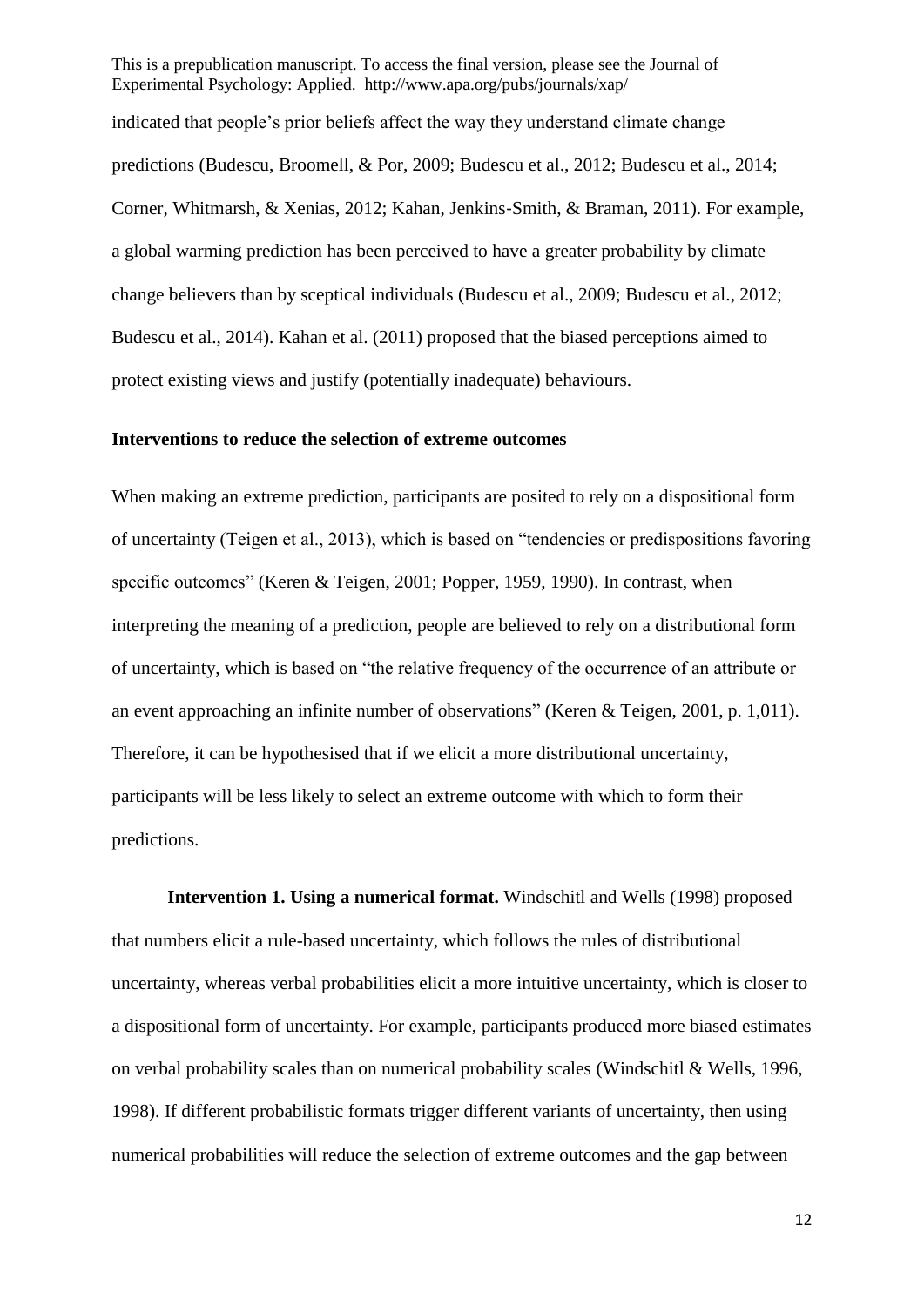indicated that people's prior beliefs affect the way they understand climate change predictions (Budescu, Broomell, & Por, 2009; Budescu et al., 2012; Budescu et al., 2014; Corner, Whitmarsh, & Xenias, 2012; Kahan, Jenkins-Smith, & Braman, 2011). For example, a global warming prediction has been perceived to have a greater probability by climate change believers than by sceptical individuals (Budescu et al., 2009; Budescu et al., 2012; Budescu et al., 2014). Kahan et al. (2011) proposed that the biased perceptions aimed to protect existing views and justify (potentially inadequate) behaviours.

### Interventions to reduce the selection of extreme outcomes

When making an extreme prediction, participants are posited to rely on a dispositional form of uncertainty (Teigen et al., 2013), which is based on "tendencies or predispositions favoring specific outcomes" (Keren & Teigen, 2001; Popper, 1959, 1990). In contrast, when interpreting the meaning of a prediction, people are believed to rely on a distributional form of uncertainty, which is based on "the relative frequency of the occurrence of an attribute or an event approaching an infinite number of observations" (Keren & Teigen, 2001, p. 1,011). Therefore, it can be hypothesised that if we elicit a more distributional uncertainty, participants will be less likely to select an extreme outcome with which to form their predictions.

**Intervention 1. Using a numerical format.** Windschitl and Wells (1998) proposed that numbers elicit a rule-based uncertainty, which follows the rules of distributional uncertainty, whereas verbal probabilities elicit a more intuitive uncertainty, which is closer to a dispositional form of uncertainty. For example, participants produced more biased estimates on verbal probability scales than on numerical probability scales (Windschitl & Wells, 1996, 1998). If different probabilistic formats trigger different variants of uncertainty, then using numerical probabilities will reduce the selection of extreme outcomes and the gap between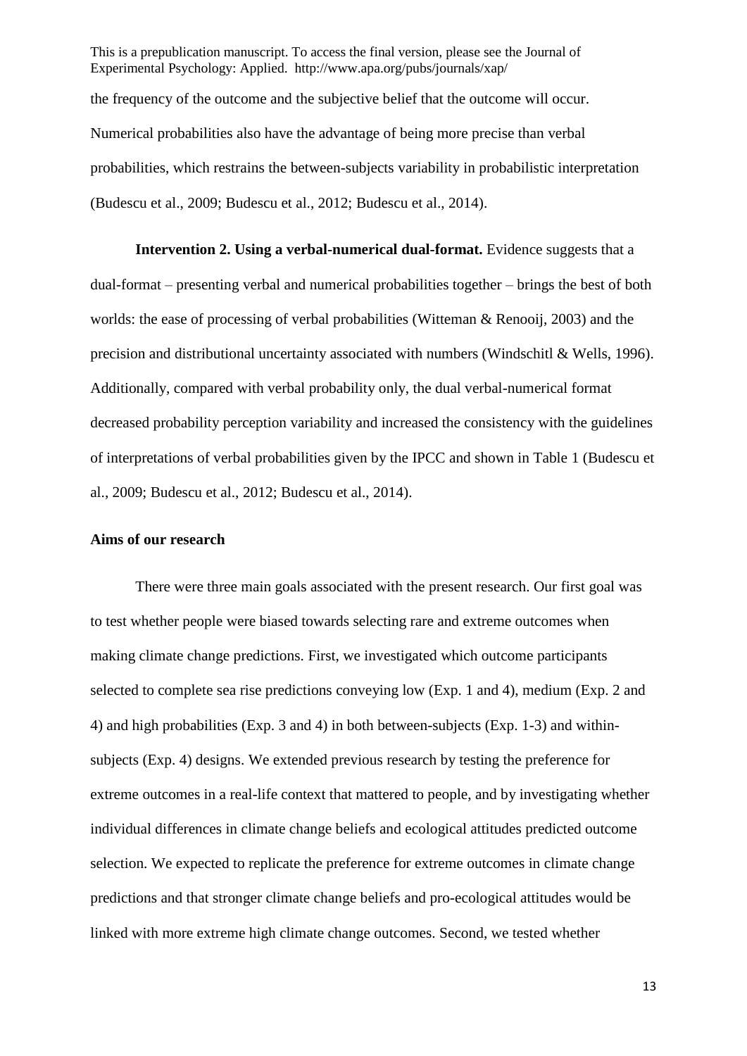the frequency of the outcome and the subjective belief that the outcome will occur. Numerical probabilities also have the advantage of being more precise than verbal probabilities, which restrains the between-subjects variability in probabilistic interpretation (Budescu et al., 2009; Budescu et al., 2012; Budescu et al., 2014).

**Intervention 2. Using a verbal-numerical dual-format.** Evidence suggests that a dual-format – presenting verbal and numerical probabilities together – brings the best of both worlds: the ease of processing of verbal probabilities (Witteman & Renooij, 2003) and the precision and distributional uncertainty associated with numbers (Windschitl & Wells, 1996). Additionally, compared with verbal probability only, the dual verbal-numerical format decreased probability perception variability and increased the consistency with the guidelines of interpretations of verbal probabilities given by the IPCC and shown in Table 1 (Budescu et al., 2009; Budescu et al., 2012; Budescu et al., 2014).

## Aims of our research

There were three main goals associated with the present research. Our first goal was to test whether people were biased towards selecting rare and extreme outcomes when making climate change predictions. First, we investigated which outcome participants selected to complete sea rise predictions conveying low (Exp. 1 and 4), medium (Exp. 2 and 4) and high probabilities (Exp. 3 and 4) in both between-subjects (Exp. 1-3) and within-subjects (Exp. 4) designs. We extended previous research by testing the preference for extreme outcomes in a real-life context that mattered to people, and by investigating whether individual differences in climate change beliefs and ecological attitudes predicted outcome selection. We expected to replicate the preference for extreme outcomes in climate change predictions and that stronger climate change beliefs and pro-ecological attitudes would be linked with more extreme high climate change outcomes. Second, we tested whether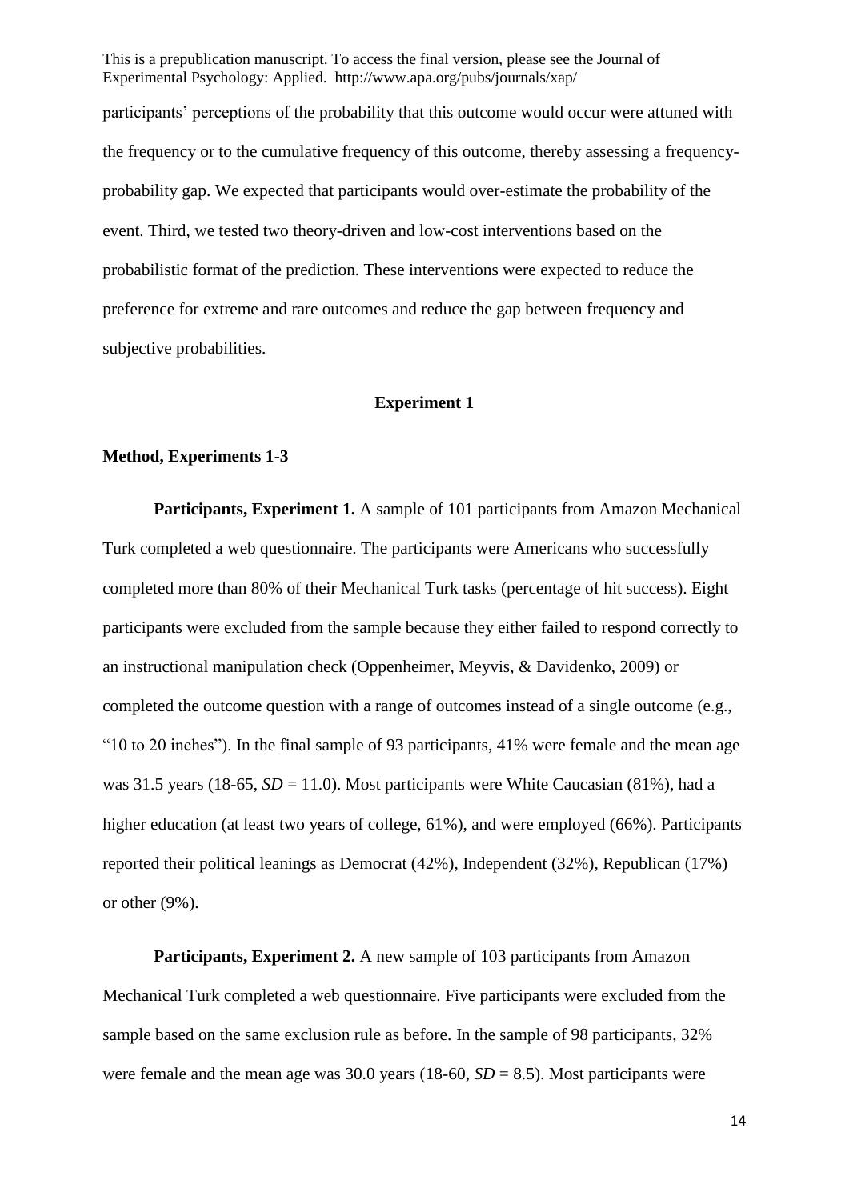participants' perceptions of the probability that this outcome would occur were attuned with the frequency or to the cumulative frequency of this outcome, thereby assessing a frequency-probability gap. We expected that participants would over-estimate the probability of the event. Third, we tested two theory-driven and low-cost interventions based on the probabilistic format of the prediction. These interventions were expected to reduce the preference for extreme and rare outcomes and reduce the gap between frequency and subjective probabilities.

## Experiment 1

### Method, Experiments 1-3

**Participants, Experiment 1.** A sample of 101 participants from Amazon Mechanical Turk completed a web questionnaire. The participants were Americans who successfully completed more than 80% of their Mechanical Turk tasks (percentage of hit success). Eight participants were excluded from the sample because they either failed to respond correctly to an instructional manipulation check (Oppenheimer, Meyvis, & Davidenko, 2009) or completed the outcome question with a range of outcomes instead of a single outcome (e.g., "10 to 20 inches"). In the final sample of 93 participants, 41% were female and the mean age was 31.5 years (18-65, *SD* = 11.0). Most participants were White Caucasian (81%), had a higher education (at least two years of college, 61%), and were employed (66%). Participants reported their political leanings as Democrat (42%), Independent (32%), Republican (17%) or other (9%).

**Participants, Experiment 2.** A new sample of 103 participants from Amazon Mechanical Turk completed a web questionnaire. Five participants were excluded from the sample based on the same exclusion rule as before. In the sample of 98 participants, 32% were female and the mean age was 30.0 years (18-60, *SD* = 8.5). Most participants were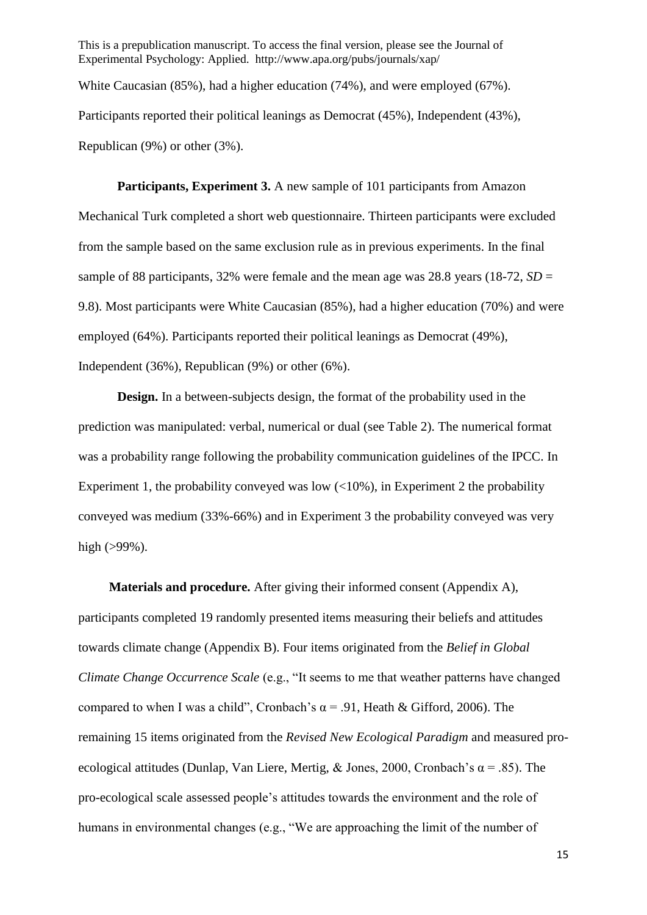White Caucasian (85%), had a higher education (74%), and were employed (67%). Participants reported their political leanings as Democrat (45%), Independent (43%), Republican (9%) or other (3%).

**Participants, Experiment 3.** A new sample of 101 participants from Amazon Mechanical Turk completed a short web questionnaire. Thirteen participants were excluded from the sample based on the same exclusion rule as in previous experiments. In the final sample of 88 participants, 32% were female and the mean age was 28.8 years (18-72, *SD* = 9.8). Most participants were White Caucasian (85%), had a higher education (70%) and were employed (64%). Participants reported their political leanings as Democrat (49%), Independent (36%), Republican (9%) or other (6%).

**Design.** In a between-subjects design, the format of the probability used in the prediction was manipulated: verbal, numerical or dual (see Table 2). The numerical format was a probability range following the probability communication guidelines of the IPCC. In Experiment 1, the probability conveyed was low (<10%), in Experiment 2 the probability conveyed was medium (33%-66%) and in Experiment 3 the probability conveyed was very high (>99%).

**Materials and procedure.** After giving their informed consent (Appendix A), participants completed 19 randomly presented items measuring their beliefs and attitudes towards climate change (Appendix B). Four items originated from the *Belief in Global Climate Change Occurrence Scale* (e.g., "It seems to me that weather patterns have changed compared to when I was a child", Cronbach's $\alpha = .91$, Heath & Gifford, 2006). The remaining 15 items originated from the *Revised New Ecological Paradigm* and measured pro-ecological attitudes (Dunlap, Van Liere, Mertig, & Jones, 2000, Cronbach's $\alpha = .85$). The pro-ecological scale assessed people's attitudes towards the environment and the role of humans in environmental changes (e.g., "We are approaching the limit of the number of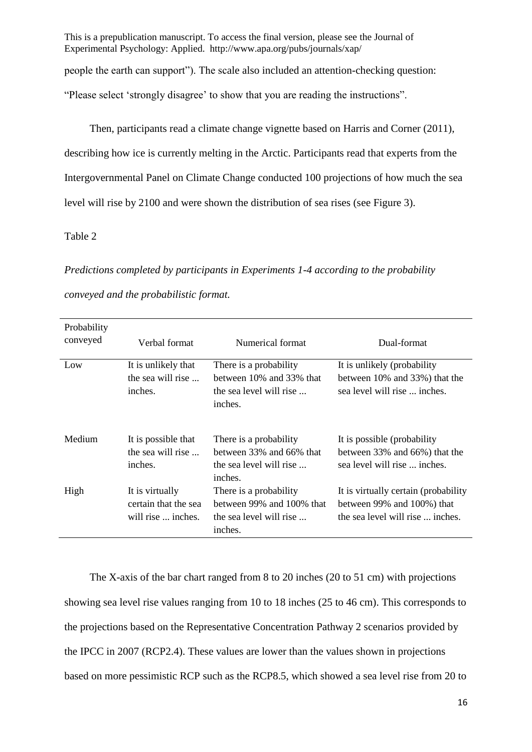people the earth can support"). The scale also included an attention-checking question: "Please select 'strongly disagree' to show that you are reading the instructions".

Then, participants read a climate change vignette based on Harris and Corner (2011), describing how ice is currently melting in the Arctic. Participants read that experts from the Intergovernmental Panel on Climate Change conducted 100 projections of how much the sea level will rise by 2100 and were shown the distribution of sea rises (see Figure 3).

Table 2

*Predictions completed by participants in Experiments 1-4 according to the probability conveyed and the probabilistic format.*

| Probability conveyed | Verbal format | Numerical format | Dual-format |
|---|---|---|---|
| Low | It is unlikely that the sea will rise ... inches. | There is a probability between 10% and 33% that the sea level will rise ... inches. | It is unlikely (probability between 10% and 33%) that the sea level will rise ... inches. |
| Medium | It is possible that the sea will rise ... inches. | There is a probability between 33% and 66% that the sea level will rise ... inches. | It is possible (probability between 33% and 66%) that the sea level will rise ... inches. |
| High | It is virtually certain that the sea will rise ... inches. | There is a probability between 99% and 100% that the sea level will rise ... inches. | It is virtually certain (probability between 99% and 100%) that the sea level will rise ... inches. |

The X-axis of the bar chart ranged from 8 to 20 inches (20 to 51 cm) with projections showing sea level rise values ranging from 10 to 18 inches (25 to 46 cm). This corresponds to the projections based on the Representative Concentration Pathway 2 scenarios provided by the IPCC in 2007 (RCP2.4). These values are lower than the values shown in projections based on more pessimistic RCP such as the RCP8.5, which showed a sea level rise from 20 to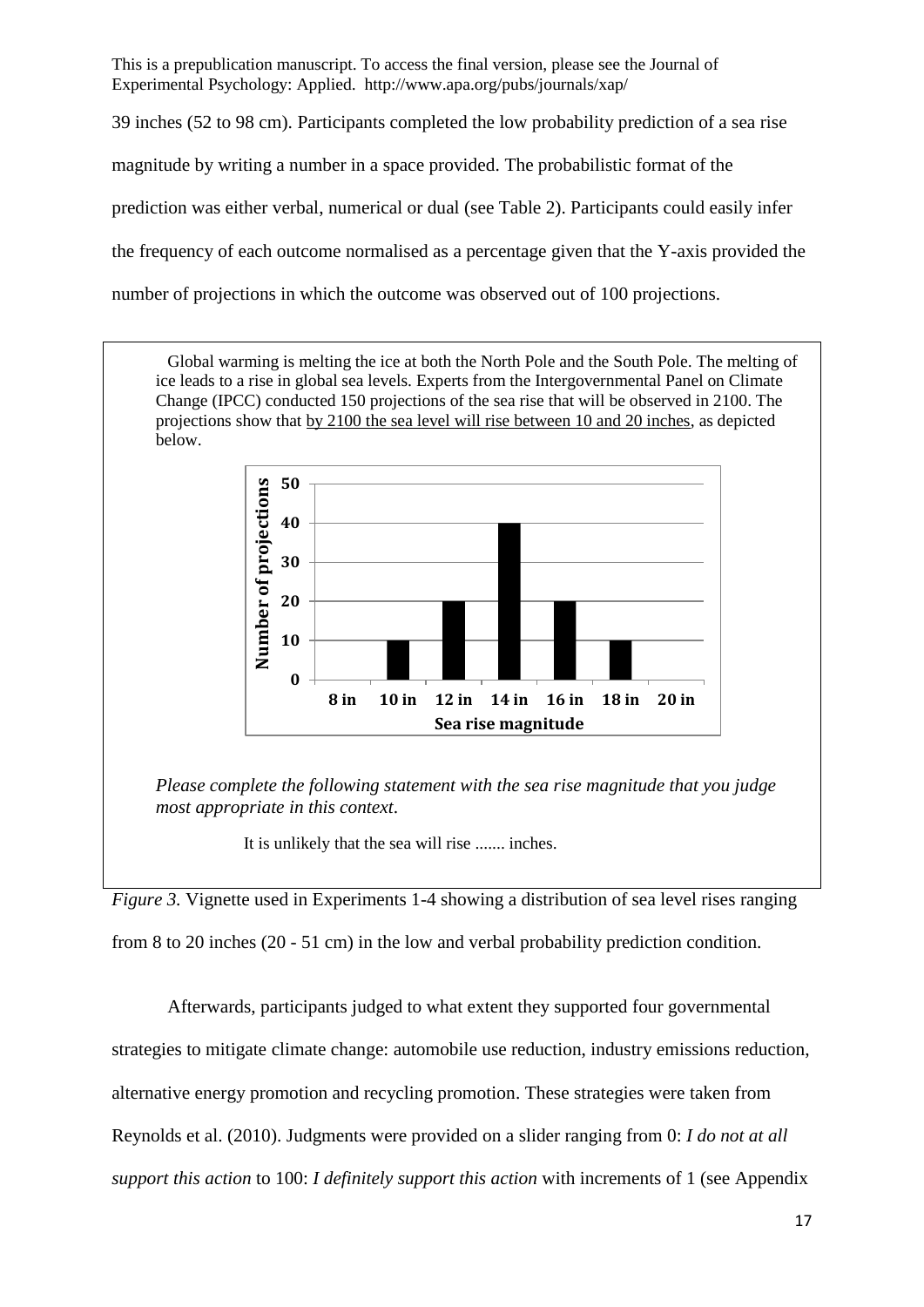39 inches (52 to 98 cm). Participants completed the low probability prediction of a sea rise magnitude by writing a number in a space provided. The probabilistic format of the prediction was either verbal, numerical or dual (see Table 2). Participants could easily infer the frequency of each outcome normalised as a percentage given that the Y-axis provided the number of projections in which the outcome was observed out of 100 projections.

Global warming is melting the ice at both the North Pole and the South Pole. The melting of ice leads to a rise in global sea levels. Experts from the Intergovernmental Panel on Climate Change (IPCC) conducted 150 projections of the sea rise that will be observed in 2100. The projections show that by 2100 the sea level will rise between 10 and 20 inches, as depicted below.

*Please complete the following statement with the sea rise magnitude that you judge most appropriate in this context.*

It is unlikely that the sea will rise ....... inches.

*Figure 3.* Vignette used in Experiments 1-4 showing a distribution of sea level rises ranging from 8 to 20 inches (20 - 51 cm) in the low and verbal probability prediction condition.

Afterwards, participants judged to what extent they supported four governmental strategies to mitigate climate change: automobile use reduction, industry emissions reduction, alternative energy promotion and recycling promotion. These strategies were taken from Reynolds et al. (2010). Judgments were provided on a slider ranging from 0: *I do not at all support this action* to 100: *I definitely support this action* with increments of 1 (see Appendix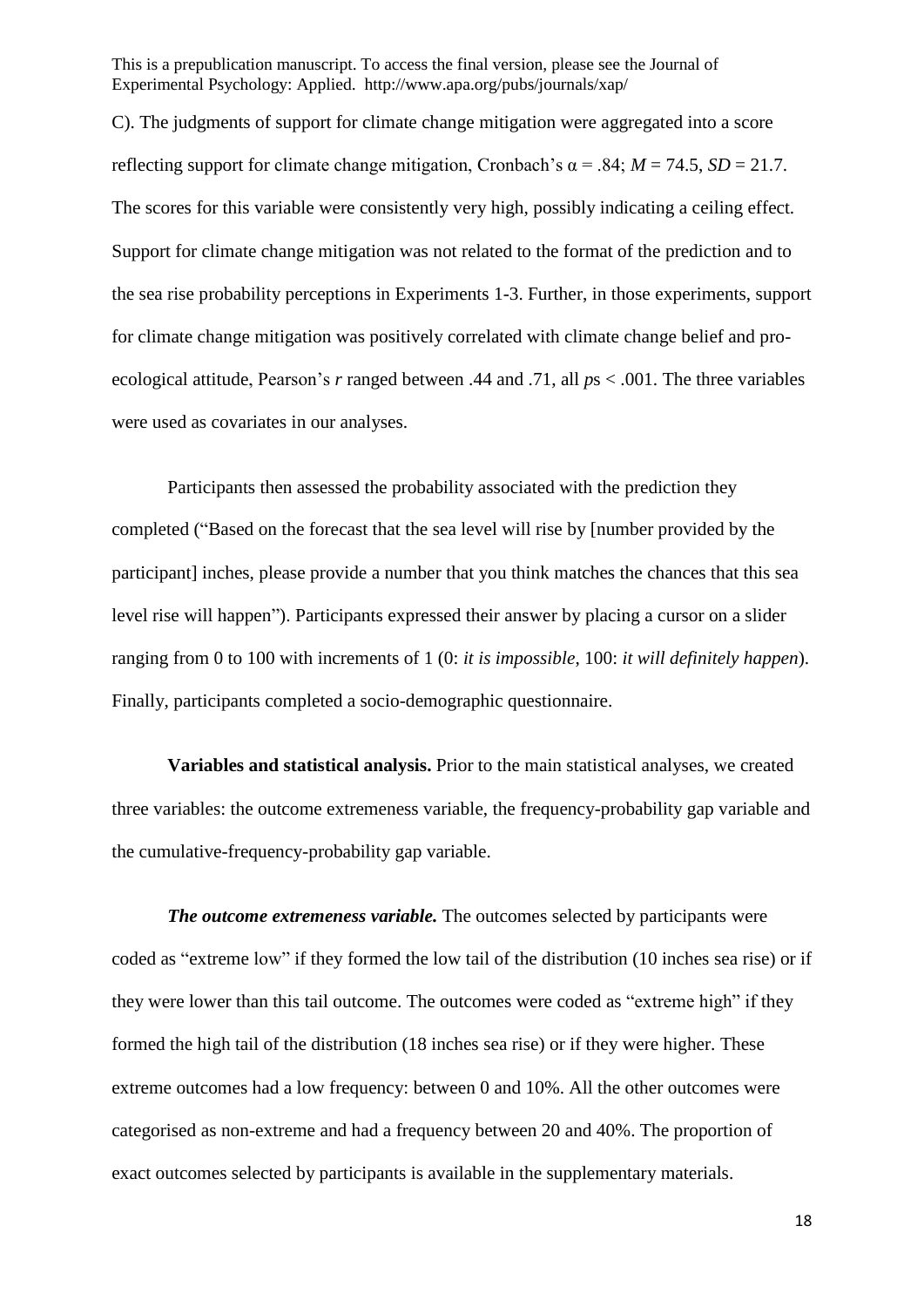C). The judgments of support for climate change mitigation were aggregated into a score reflecting support for climate change mitigation, Cronbach's $\alpha = .84$; $M = 74.5$, $SD = 21.7$. The scores for this variable were consistently very high, possibly indicating a ceiling effect. Support for climate change mitigation was not related to the format of the prediction and to the sea rise probability perceptions in Experiments 1-3. Further, in those experiments, support for climate change mitigation was positively correlated with climate change belief and pro-ecological attitude, Pearson's $r$ ranged between .44 and .71, all $p$s < .001. The three variables were used as covariates in our analyses.

Participants then assessed the probability associated with the prediction they completed ("Based on the forecast that the sea level will rise by [number provided by the participant] inches, please provide a number that you think matches the chances that this sea level rise will happen"). Participants expressed their answer by placing a cursor on a slider ranging from 0 to 100 with increments of 1 (0: *it is impossible*, 100: *it will definitely happen*). Finally, participants completed a socio-demographic questionnaire.

**Variables and statistical analysis.** Prior to the main statistical analyses, we created three variables: the outcome extremeness variable, the frequency-probability gap variable and the cumulative-frequency-probability gap variable.

***The outcome extremeness variable.*** The outcomes selected by participants were coded as "extreme low" if they formed the low tail of the distribution (10 inches sea rise) or if they were lower than this tail outcome. The outcomes were coded as "extreme high" if they formed the high tail of the distribution (18 inches sea rise) or if they were higher. These extreme outcomes had a low frequency: between 0 and 10%. All the other outcomes were categorised as non-extreme and had a frequency between 20 and 40%. The proportion of exact outcomes selected by participants is available in the supplementary materials.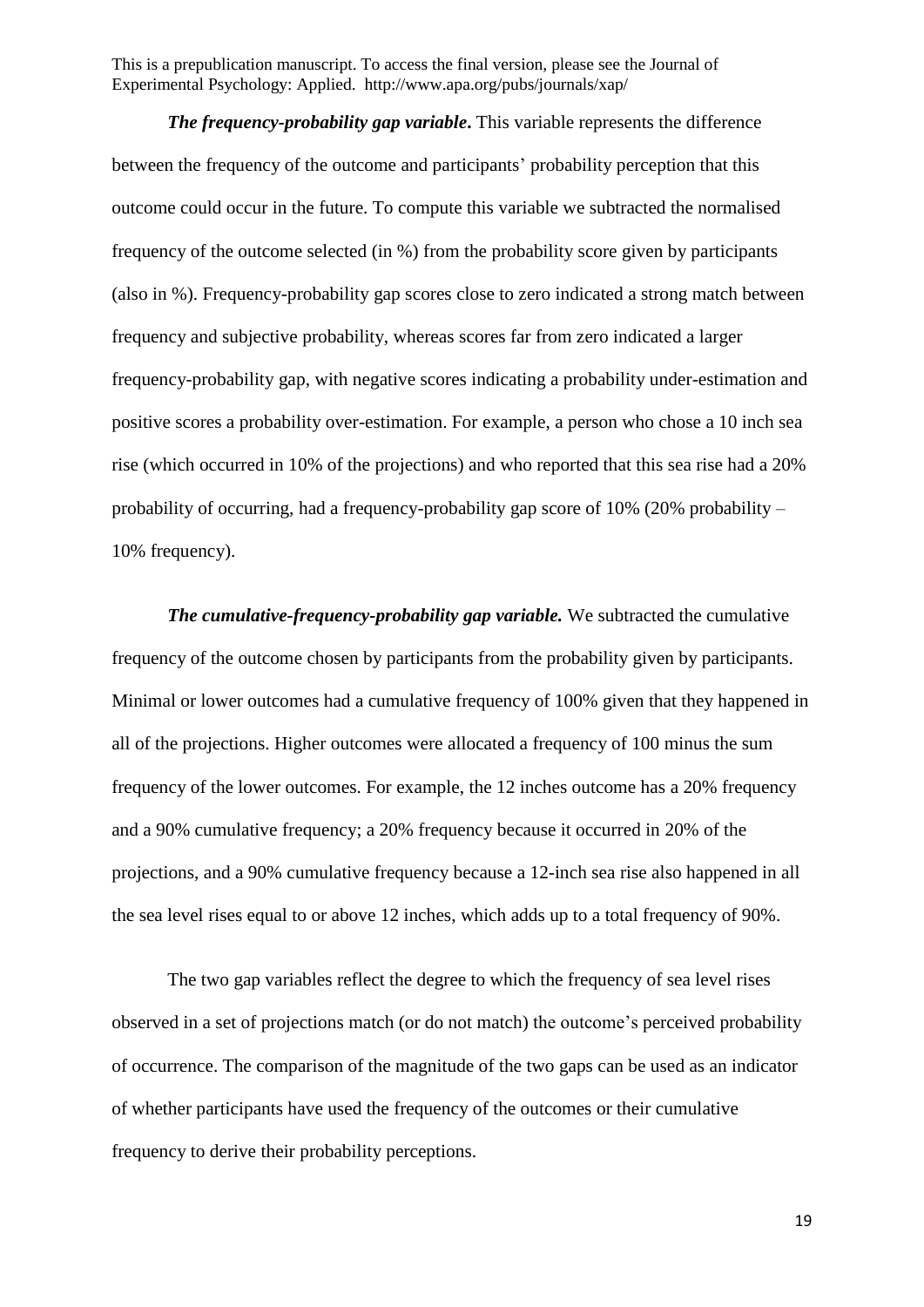***The frequency-probability gap variable*****.** This variable represents the difference between the frequency of the outcome and participants' probability perception that this outcome could occur in the future. To compute this variable we subtracted the normalised frequency of the outcome selected (in %) from the probability score given by participants (also in %). Frequency-probability gap scores close to zero indicated a strong match between frequency and subjective probability, whereas scores far from zero indicated a larger frequency-probability gap, with negative scores indicating a probability under-estimation and positive scores a probability over-estimation. For example, a person who chose a 10 inch sea rise (which occurred in 10% of the projections) and who reported that this sea rise had a 20% probability of occurring, had a frequency-probability gap score of 10% (20% probability – 10% frequency).

***The cumulative-frequency-probability gap variable.*** We subtracted the cumulative frequency of the outcome chosen by participants from the probability given by participants. Minimal or lower outcomes had a cumulative frequency of 100% given that they happened in all of the projections. Higher outcomes were allocated a frequency of 100 minus the sum frequency of the lower outcomes. For example, the 12 inches outcome has a 20% frequency and a 90% cumulative frequency; a 20% frequency because it occurred in 20% of the projections, and a 90% cumulative frequency because a 12-inch sea rise also happened in all the sea level rises equal to or above 12 inches, which adds up to a total frequency of 90%.

The two gap variables reflect the degree to which the frequency of sea level rises observed in a set of projections match (or do not match) the outcome's perceived probability of occurrence. The comparison of the magnitude of the two gaps can be used as an indicator of whether participants have used the frequency of the outcomes or their cumulative frequency to derive their probability perceptions.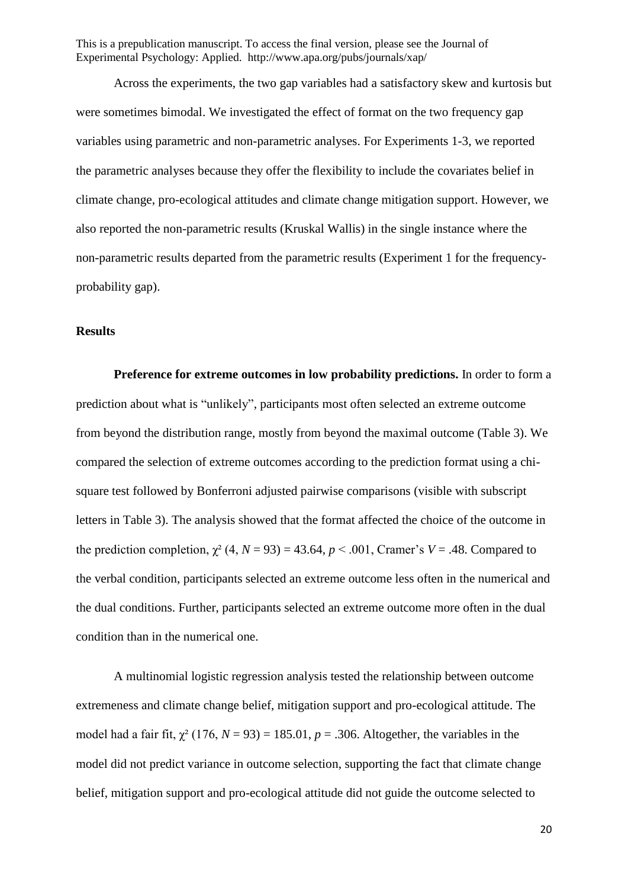Across the experiments, the two gap variables had a satisfactory skew and kurtosis but were sometimes bimodal. We investigated the effect of format on the two frequency gap variables using parametric and non-parametric analyses. For Experiments 1-3, we reported the parametric analyses because they offer the flexibility to include the covariates belief in climate change, pro-ecological attitudes and climate change mitigation support. However, we also reported the non-parametric results (Kruskal Wallis) in the single instance where the non-parametric results departed from the parametric results (Experiment 1 for the frequency-probability gap).

**Results**

**Preference for extreme outcomes in low probability predictions.** In order to form a prediction about what is "unlikely", participants most often selected an extreme outcome from beyond the distribution range, mostly from beyond the maximal outcome (Table 3). We compared the selection of extreme outcomes according to the prediction format using a chi-square test followed by Bonferroni adjusted pairwise comparisons (visible with subscript letters in Table 3). The analysis showed that the format affected the choice of the outcome in the prediction completion, $\chi^2$ (4, $N$ = 93) = 43.64, $p$ < .001, Cramer's $V$ = .48. Compared to the verbal condition, participants selected an extreme outcome less often in the numerical and the dual conditions. Further, participants selected an extreme outcome more often in the dual condition than in the numerical one.

A multinomial logistic regression analysis tested the relationship between outcome extremeness and climate change belief, mitigation support and pro-ecological attitude. The model had a fair fit, $\chi^2$ (176, $N$ = 93) = 185.01, $p$ = .306. Altogether, the variables in the model did not predict variance in outcome selection, supporting the fact that climate change belief, mitigation support and pro-ecological attitude did not guide the outcome selected to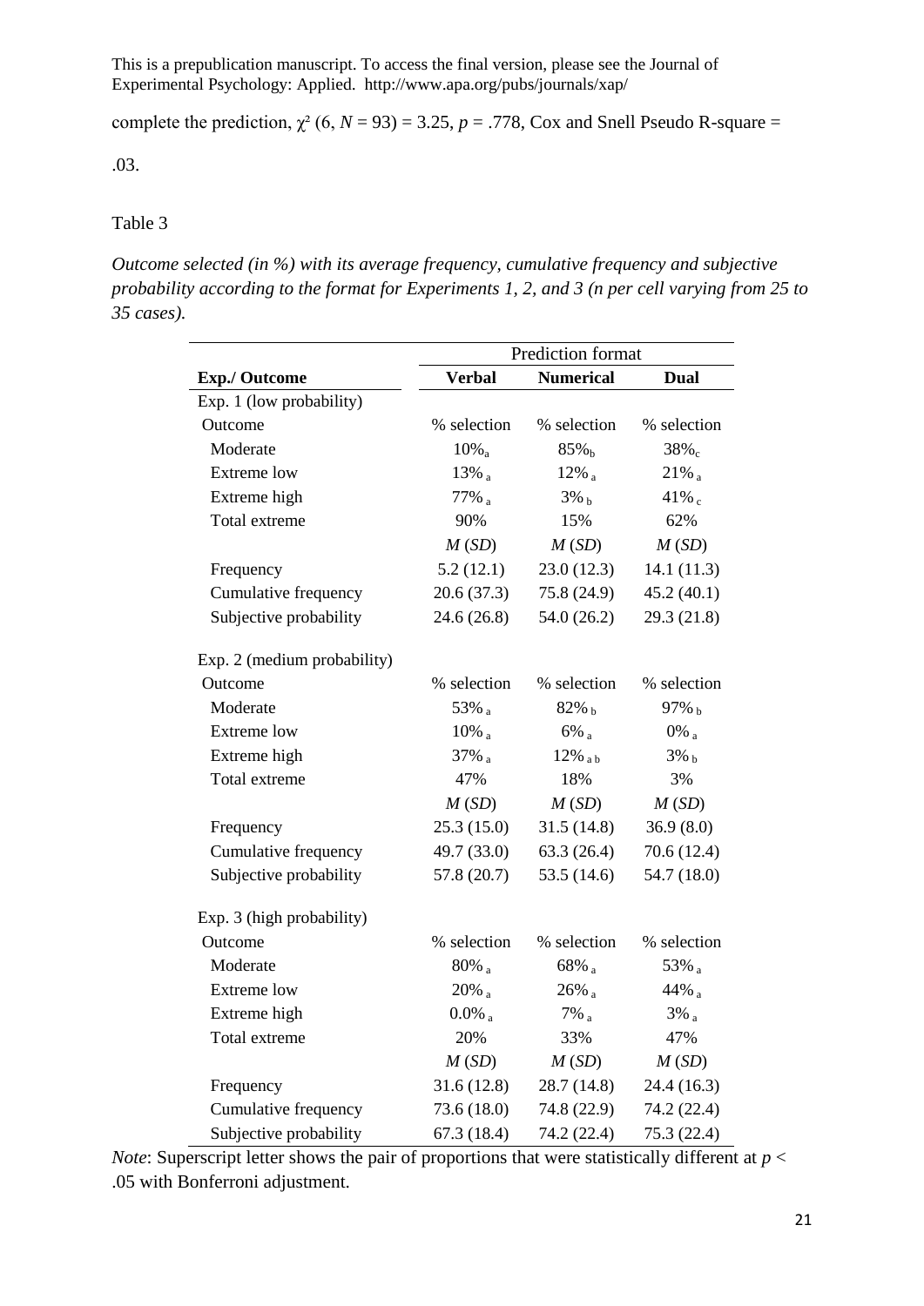complete the prediction, $\chi^2$ (6, $N$ = 93) = 3.25, $p$ = .778, Cox and Snell Pseudo R-square = .03.

Table 3

*Outcome selected (in %) with its average frequency, cumulative frequency and subjective probability according to the format for Experiments 1, 2, and 3 (n per cell varying from 25 to 35 cases).*

| | Prediction format | | |
|---|---|---|---|
| **Exp./ Outcome** | **Verbal** | **Numerical** | **Dual** |
| Exp. 1 (low probability) | | | |
| Outcome | % selection | % selection | % selection |
| Moderate | $10\%_a$ | $85\%_b$ | $38\%_c$ |
| Extreme low | $13\%_a$ | $12\%_a$ | $21\%_a$ |
| Extreme high | $77\%_a$ | $3\%_b$ | $41\%_c$ |
| Total extreme | 90% | 15% | 62% |
| | *M* (*SD*) | *M* (*SD*) | *M* (*SD*) |
| Frequency | 5.2 (12.1) | 23.0 (12.3) | 14.1 (11.3) |
| Cumulative frequency | 20.6 (37.3) | 75.8 (24.9) | 45.2 (40.1) |
| Subjective probability | 24.6 (26.8) | 54.0 (26.2) | 29.3 (21.8) |
| Exp. 2 (medium probability) | | | |
| Outcome | % selection | % selection | % selection |
| Moderate | $53\%_a$ | $82\%_b$ | $97\%_b$ |
| Extreme low | $10\%_a$ | $6\%_a$ | $0\%_a$ |
| Extreme high | $37\%_a$ | $12\%_{ab}$ | $3\%_b$ |
| Total extreme | 47% | 18% | 3% |
| | *M* (*SD*) | *M* (*SD*) | *M* (*SD*) |
| Frequency | 25.3 (15.0) | 31.5 (14.8) | 36.9 (8.0) |
| Cumulative frequency | 49.7 (33.0) | 63.3 (26.4) | 70.6 (12.4) |
| Subjective probability | 57.8 (20.7) | 53.5 (14.6) | 54.7 (18.0) |
| Exp. 3 (high probability) | | | |
| Outcome | % selection | % selection | % selection |
| Moderate | $80\%_a$ | $68\%_a$ | $53\%_a$ |
| Extreme low | $20\%_a$ | $26\%_a$ | $44\%_a$ |
| Extreme high | $0.0\%_a$ | $7\%_a$ | $3\%_a$ |
| Total extreme | 20% | 33% | 47% |
| | *M* (*SD*) | *M* (*SD*) | *M* (*SD*) |
| Frequency | 31.6 (12.8) | 28.7 (14.8) | 24.4 (16.3) |
| Cumulative frequency | 73.6 (18.0) | 74.8 (22.9) | 74.2 (22.4) |
| Subjective probability | 67.3 (18.4) | 74.2 (22.4) | 75.3 (22.4) |

*Note*: Superscript letter shows the pair of proportions that were statistically different at $p$ < .05 with Bonferroni adjustment.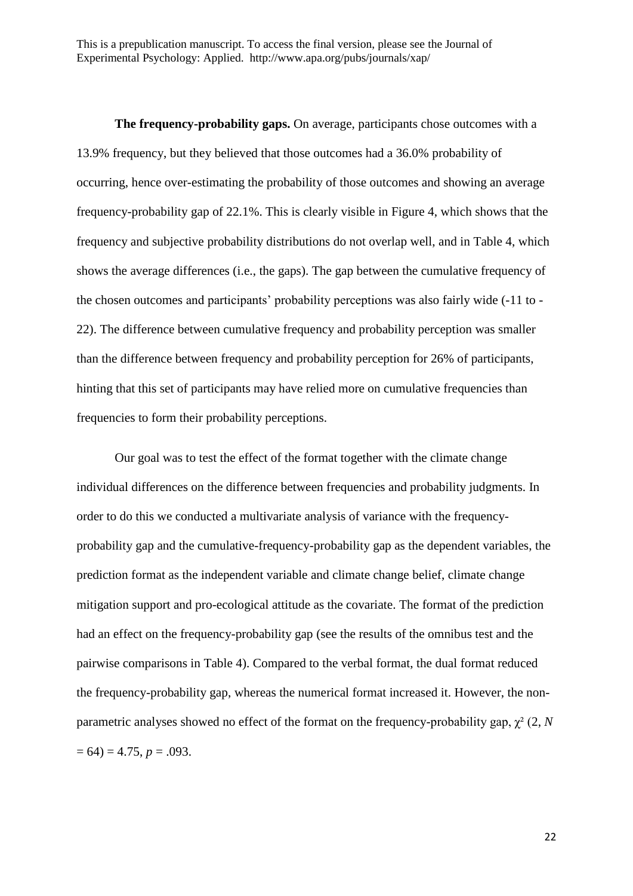**The frequency-probability gaps.** On average, participants chose outcomes with a 13.9% frequency, but they believed that those outcomes had a 36.0% probability of occurring, hence over-estimating the probability of those outcomes and showing an average frequency-probability gap of 22.1%. This is clearly visible in Figure 4, which shows that the frequency and subjective probability distributions do not overlap well, and in Table 4, which shows the average differences (i.e., the gaps). The gap between the cumulative frequency of the chosen outcomes and participants' probability perceptions was also fairly wide (-11 to -22). The difference between cumulative frequency and probability perception was smaller than the difference between frequency and probability perception for 26% of participants, hinting that this set of participants may have relied more on cumulative frequencies than frequencies to form their probability perceptions.

Our goal was to test the effect of the format together with the climate change individual differences on the difference between frequencies and probability judgments. In order to do this we conducted a multivariate analysis of variance with the frequency-probability gap and the cumulative-frequency-probability gap as the dependent variables, the prediction format as the independent variable and climate change belief, climate change mitigation support and pro-ecological attitude as the covariate. The format of the prediction had an effect on the frequency-probability gap (see the results of the omnibus test and the pairwise comparisons in Table 4). Compared to the verbal format, the dual format reduced the frequency-probability gap, whereas the numerical format increased it. However, the non-parametric analyses showed no effect of the format on the frequency-probability gap, $\chi^2$ (2, $N$ = 64) = 4.75, $p$ = .093.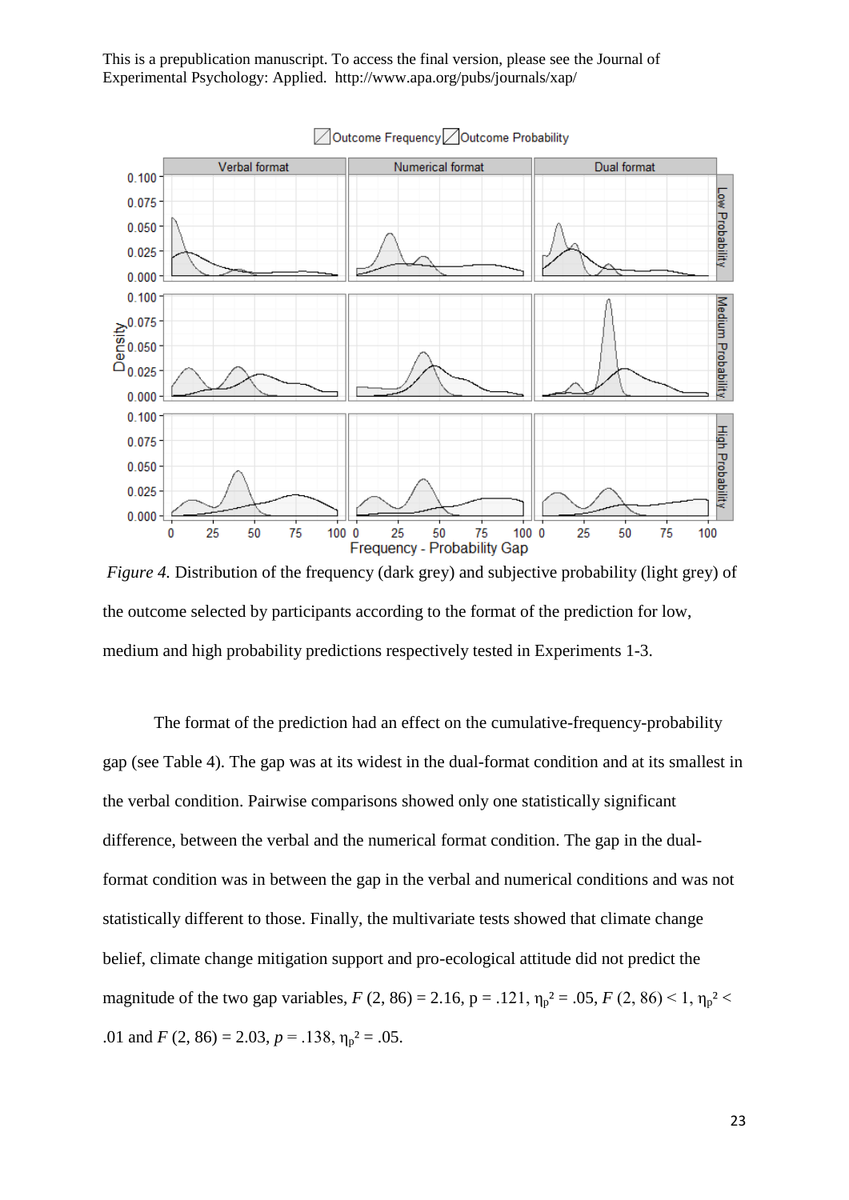*Figure 4.* Distribution of the frequency (dark grey) and subjective probability (light grey) of the outcome selected by participants according to the format of the prediction for low, medium and high probability predictions respectively tested in Experiments 1-3.

The format of the prediction had an effect on the cumulative-frequency-probability gap (see Table 4). The gap was at its widest in the dual-format condition and at its smallest in the verbal condition. Pairwise comparisons showed only one statistically significant difference, between the verbal and the numerical format condition. The gap in the dual-format condition was in between the gap in the verbal and numerical conditions and was not statistically different to those. Finally, the multivariate tests showed that climate change belief, climate change mitigation support and pro-ecological attitude did not predict the magnitude of the two gap variables, $F$ (2, 86) = 2.16, p = .121, $\eta_p^2$ = .05, $F$ (2, 86) < 1, $\eta_p^2$ < .01 and $F$ (2, 86) = 2.03, $p$ = .138, $\eta_p^2$ = .05.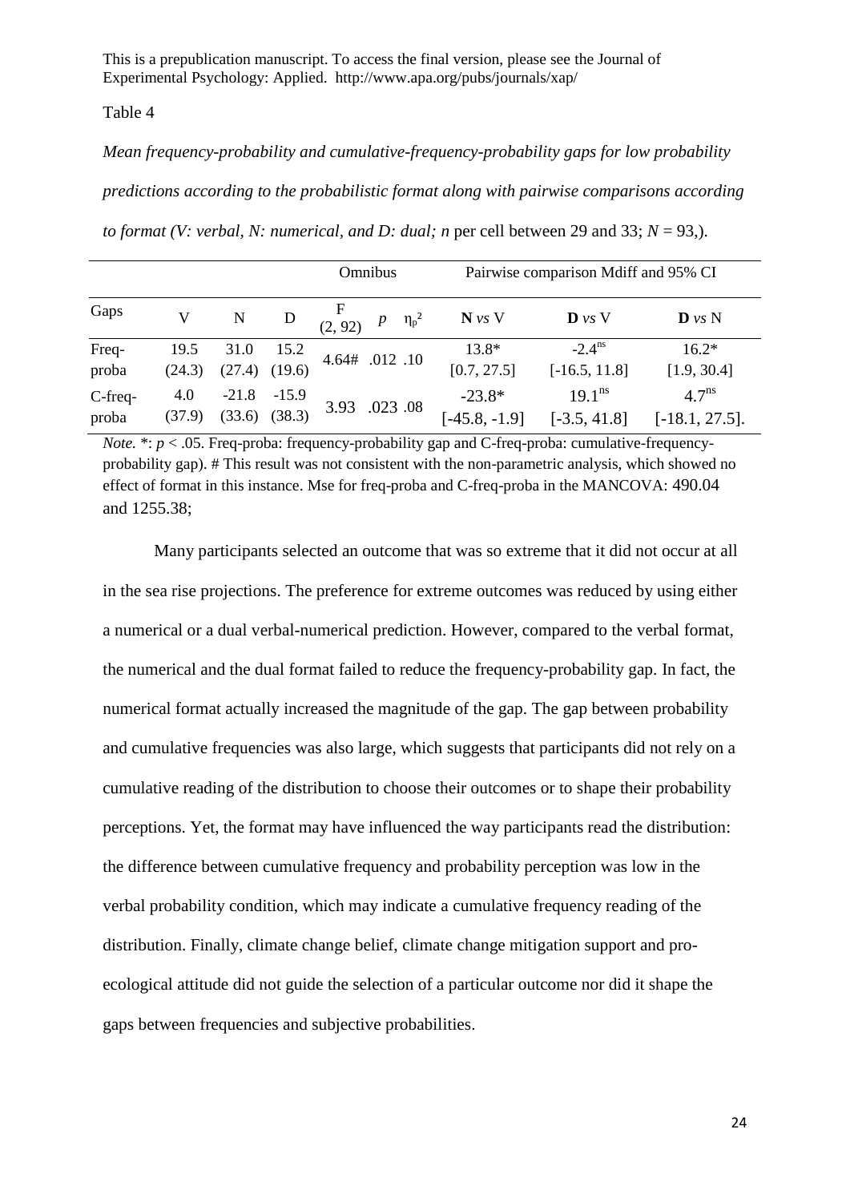Table 4

*Mean frequency-probability and cumulative-frequency-probability gaps for low probability predictions according to the probabilistic format along with pairwise comparisons according to format (V: verbal, N: numerical, and D: dual; n* per cell between 29 and 33; $N = 93$,).

| | | | | Omnibus | | | Pairwise comparison Mdiff and 95% CI | | |
|---|---|---|---|---|---|---|---|---|---|
| Gaps | V | N | D | F (2, 92) | *p* | $\eta_p^2$ | **N** *vs* V | **D** *vs* V | **D** *vs* N |
| Freq-proba | 19.5 (24.3) | 31.0 (27.4) | 15.2 (19.6) | 4.64# | .012 | .10 | 13.8* [0.7, 27.5] | $-2.4^{ns}$ [-16.5, 11.8] | 16.2* [1.9, 30.4] |
| C-freq-proba | 4.0 (37.9) | -21.8 (33.6) | -15.9 (38.3) | 3.93 | .023 | .08 | -23.8* [-45.8, -1.9] | $19.1^{ns}$ [-3.5, 41.8] | $4.7^{ns}$ [-18.1, 27.5]. |

*Note.* *: $p < .05$. Freq-proba: frequency-probability gap and C-freq-proba: cumulative-frequency-probability gap). # This result was not consistent with the non-parametric analysis, which showed no effect of format in this instance. Mse for freq-proba and C-freq-proba in the MANCOVA: 490.04 and 1255.38;

Many participants selected an outcome that was so extreme that it did not occur at all in the sea rise projections. The preference for extreme outcomes was reduced by using either a numerical or a dual verbal-numerical prediction. However, compared to the verbal format, the numerical and the dual format failed to reduce the frequency-probability gap. In fact, the numerical format actually increased the magnitude of the gap. The gap between probability and cumulative frequencies was also large, which suggests that participants did not rely on a cumulative reading of the distribution to choose their outcomes or to shape their probability perceptions. Yet, the format may have influenced the way participants read the distribution: the difference between cumulative frequency and probability perception was low in the verbal probability condition, which may indicate a cumulative frequency reading of the distribution. Finally, climate change belief, climate change mitigation support and pro-ecological attitude did not guide the selection of a particular outcome nor did it shape the gaps between frequencies and subjective probabilities.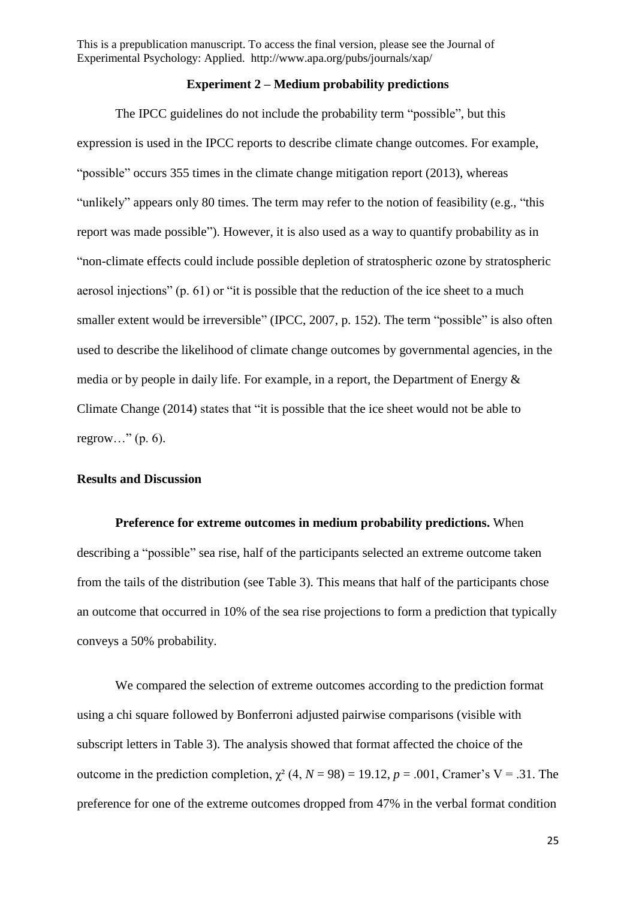## Experiment 2 – Medium probability predictions

The IPCC guidelines do not include the probability term "possible", but this expression is used in the IPCC reports to describe climate change outcomes. For example, "possible" occurs 355 times in the climate change mitigation report (2013), whereas "unlikely" appears only 80 times. The term may refer to the notion of feasibility (e.g., "this report was made possible"). However, it is also used as a way to quantify probability as in "non-climate effects could include possible depletion of stratospheric ozone by stratospheric aerosol injections" (p. 61) or "it is possible that the reduction of the ice sheet to a much smaller extent would be irreversible" (IPCC, 2007, p. 152). The term "possible" is also often used to describe the likelihood of climate change outcomes by governmental agencies, in the media or by people in daily life. For example, in a report, the Department of Energy & Climate Change (2014) states that "it is possible that the ice sheet would not be able to regrow…" (p. 6).

### Results and Discussion

**Preference for extreme outcomes in medium probability predictions.** When describing a "possible" sea rise, half of the participants selected an extreme outcome taken from the tails of the distribution (see Table 3). This means that half of the participants chose an outcome that occurred in 10% of the sea rise projections to form a prediction that typically conveys a 50% probability.

We compared the selection of extreme outcomes according to the prediction format using a chi square followed by Bonferroni adjusted pairwise comparisons (visible with subscript letters in Table 3). The analysis showed that format affected the choice of the outcome in the prediction completion, $\chi^2$ (4, $N$ = 98) = 19.12, $p$ = .001, Cramer's V = .31. The preference for one of the extreme outcomes dropped from 47% in the verbal format condition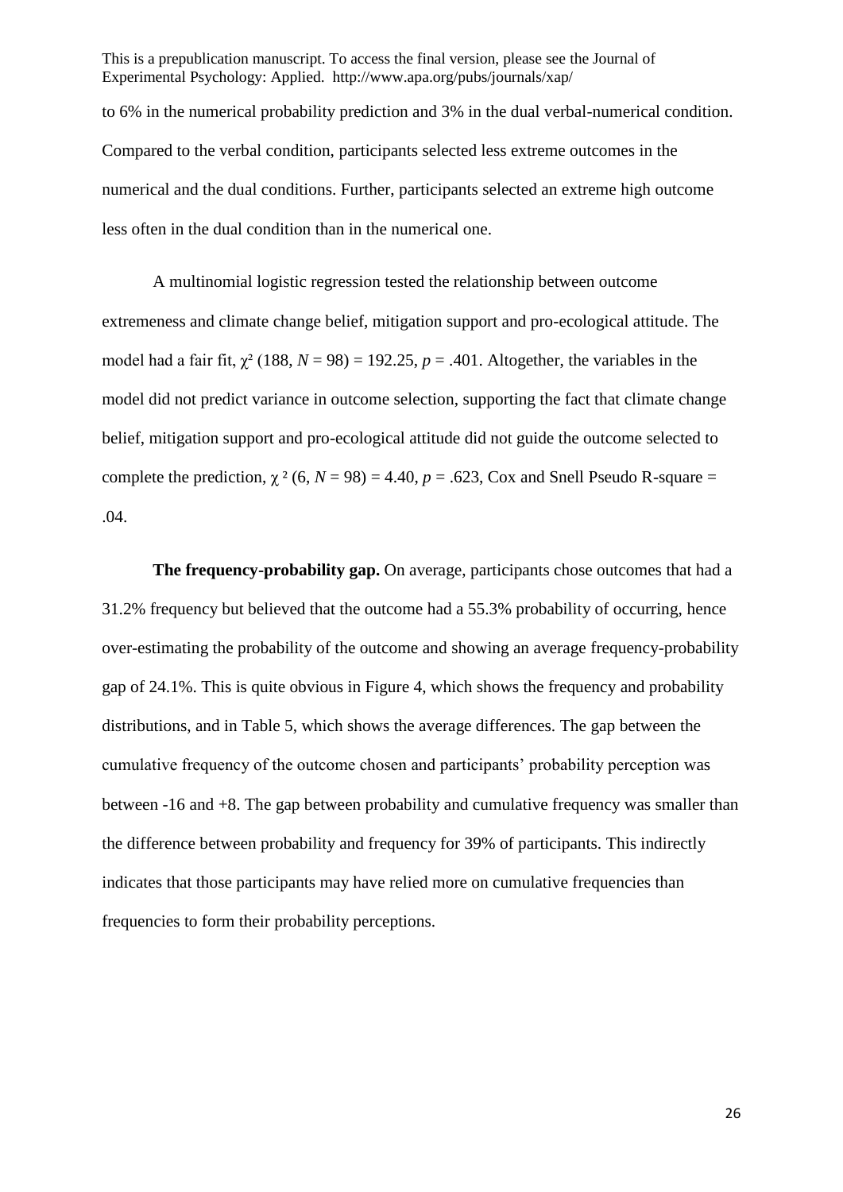to 6% in the numerical probability prediction and 3% in the dual verbal-numerical condition. Compared to the verbal condition, participants selected less extreme outcomes in the numerical and the dual conditions. Further, participants selected an extreme high outcome less often in the dual condition than in the numerical one.

A multinomial logistic regression tested the relationship between outcome extremeness and climate change belief, mitigation support and pro-ecological attitude. The model had a fair fit, $\chi^2$ (188, *N* = 98) = 192.25, *p* = .401. Altogether, the variables in the model did not predict variance in outcome selection, supporting the fact that climate change belief, mitigation support and pro-ecological attitude did not guide the outcome selected to complete the prediction, $\chi^2$ (6, *N* = 98) = 4.40, *p* = .623, Cox and Snell Pseudo R-square = .04.

**The frequency-probability gap.** On average, participants chose outcomes that had a 31.2% frequency but believed that the outcome had a 55.3% probability of occurring, hence over-estimating the probability of the outcome and showing an average frequency-probability gap of 24.1%. This is quite obvious in Figure 4, which shows the frequency and probability distributions, and in Table 5, which shows the average differences. The gap between the cumulative frequency of the outcome chosen and participants' probability perception was between -16 and +8. The gap between probability and cumulative frequency was smaller than the difference between probability and frequency for 39% of participants. This indirectly indicates that those participants may have relied more on cumulative frequencies than frequencies to form their probability perceptions.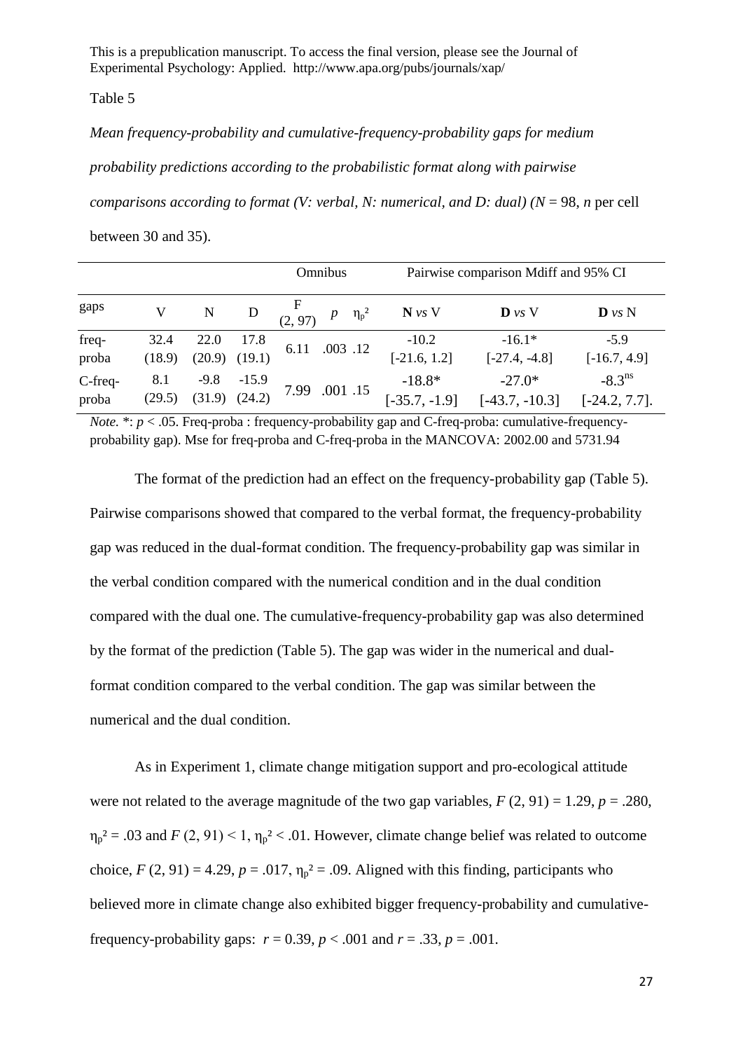This is a prepublication manuscript. To access the final version, please see the Journal of Experimental Psychology: Applied. http://www.apa.org/pubs/journals/xap/

Table 5

*Mean frequency-probability and cumulative-frequency-probability gaps for medium probability predictions according to the probabilistic format along with pairwise comparisons according to format (V: verbal, N: numerical, and D: dual) (N* = 98, *n* per cell between 30 and 35).

| | | | | Omnibus | | | Pairwise comparison Mdiff and 95% CI | | |
|---|---|---|---|---|---|---|---|---|---|
| gaps | V | N | D | F (2, 97) | *p* | $\eta_p^2$ | **N** *vs* V | **D** *vs* V | **D** *vs* N |
| freq-proba | 32.4 (18.9) | 22.0 (20.9) | 17.8 (19.1) | 6.11 | .003 | .12 | -10.2 [-21.6, 1.2] | -16.1* [-27.4, -4.8] | -5.9 [-16.7, 4.9] |
| C-freq-proba | 8.1 (29.5) | -9.8 (31.9) | -15.9 (24.2) | 7.99 | .001 | .15 | -18.8* [-35.7, -1.9] | -27.0* [-43.7, -10.3] | $-8.3^{ns}$ [-24.2, 7.7]. |

*Note.* *: $p < .05$. Freq-proba : frequency-probability gap and C-freq-proba: cumulative-frequency-probability gap). Mse for freq-proba and C-freq-proba in the MANCOVA: 2002.00 and 5731.94

The format of the prediction had an effect on the frequency-probability gap (Table 5). Pairwise comparisons showed that compared to the verbal format, the frequency-probability gap was reduced in the dual-format condition. The frequency-probability gap was similar in the verbal condition compared with the numerical condition and in the dual condition compared with the dual one. The cumulative-frequency-probability gap was also determined by the format of the prediction (Table 5). The gap was wider in the numerical and dual-format condition compared to the verbal condition. The gap was similar between the numerical and the dual condition.

As in Experiment 1, climate change mitigation support and pro-ecological attitude were not related to the average magnitude of the two gap variables, $F$ (2, 91) = 1.29, $p$ = .280, $\eta_p^2$ = .03 and $F$ (2, 91) < 1, $\eta_p^2$ < .01. However, climate change belief was related to outcome choice, $F$ (2, 91) = 4.29, $p$ = .017, $\eta_p^2$ = .09. Aligned with this finding, participants who believed more in climate change also exhibited bigger frequency-probability and cumulative-frequency-probability gaps: $r$ = 0.39, $p$ < .001 and $r$ = .33, $p$ = .001.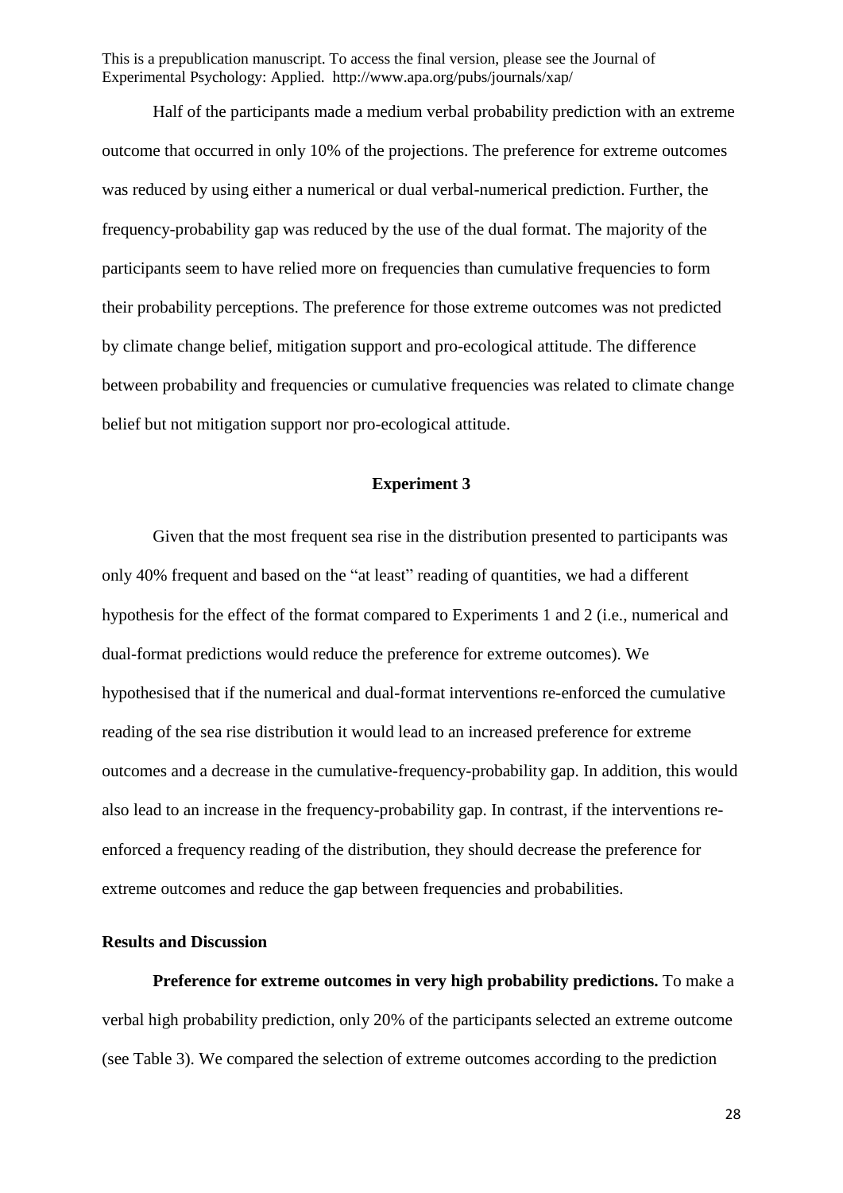Half of the participants made a medium verbal probability prediction with an extreme outcome that occurred in only 10% of the projections. The preference for extreme outcomes was reduced by using either a numerical or dual verbal-numerical prediction. Further, the frequency-probability gap was reduced by the use of the dual format. The majority of the participants seem to have relied more on frequencies than cumulative frequencies to form their probability perceptions. The preference for those extreme outcomes was not predicted by climate change belief, mitigation support and pro-ecological attitude. The difference between probability and frequencies or cumulative frequencies was related to climate change belief but not mitigation support nor pro-ecological attitude.

## Experiment 3

Given that the most frequent sea rise in the distribution presented to participants was only 40% frequent and based on the "at least" reading of quantities, we had a different hypothesis for the effect of the format compared to Experiments 1 and 2 (i.e., numerical and dual-format predictions would reduce the preference for extreme outcomes). We hypothesised that if the numerical and dual-format interventions re-enforced the cumulative reading of the sea rise distribution it would lead to an increased preference for extreme outcomes and a decrease in the cumulative-frequency-probability gap. In addition, this would also lead to an increase in the frequency-probability gap. In contrast, if the interventions re-enforced a frequency reading of the distribution, they should decrease the preference for extreme outcomes and reduce the gap between frequencies and probabilities.

### Results and Discussion

**Preference for extreme outcomes in very high probability predictions.** To make a verbal high probability prediction, only 20% of the participants selected an extreme outcome (see Table 3). We compared the selection of extreme outcomes according to the prediction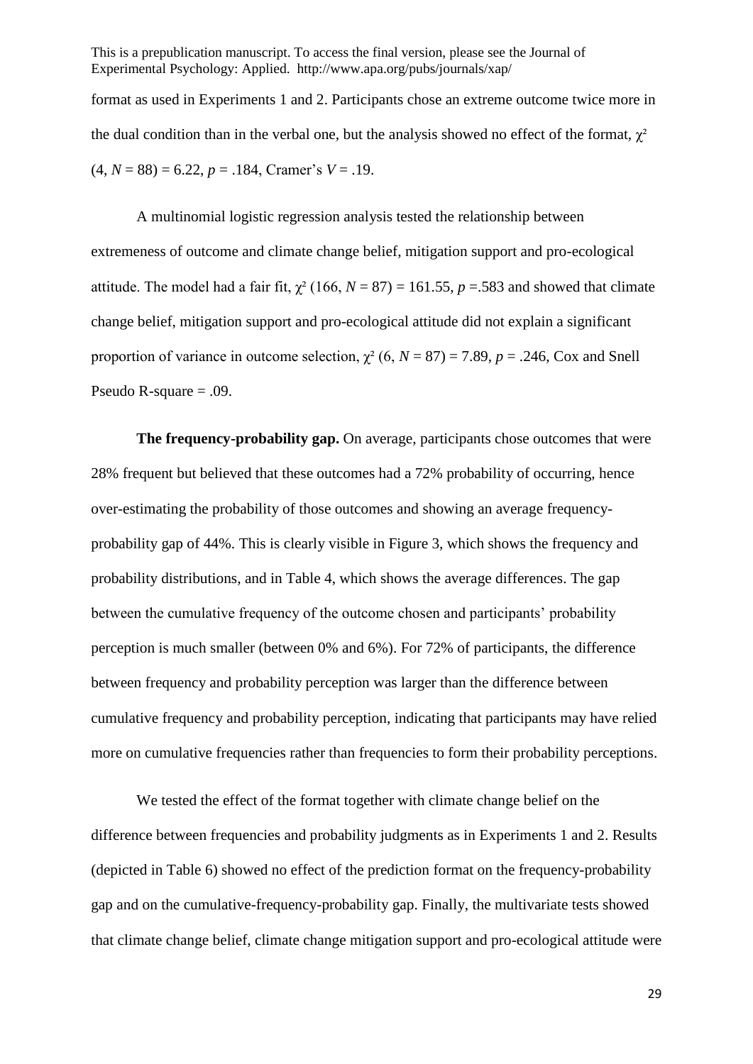format as used in Experiments 1 and 2. Participants chose an extreme outcome twice more in the dual condition than in the verbal one, but the analysis showed no effect of the format, $\chi^2$ (4, $N$ = 88) = 6.22, $p$ = .184, Cramer's $V$ = .19.

A multinomial logistic regression analysis tested the relationship between extremeness of outcome and climate change belief, mitigation support and pro-ecological attitude. The model had a fair fit, $\chi^2$ (166, $N$ = 87) = 161.55, $p$ =.583 and showed that climate change belief, mitigation support and pro-ecological attitude did not explain a significant proportion of variance in outcome selection, $\chi^2$ (6, $N$ = 87) = 7.89, $p$ = .246, Cox and Snell Pseudo R-square = .09.

**The frequency-probability gap.** On average, participants chose outcomes that were 28% frequent but believed that these outcomes had a 72% probability of occurring, hence over-estimating the probability of those outcomes and showing an average frequency-probability gap of 44%. This is clearly visible in Figure 3, which shows the frequency and probability distributions, and in Table 4, which shows the average differences. The gap between the cumulative frequency of the outcome chosen and participants' probability perception is much smaller (between 0% and 6%). For 72% of participants, the difference between frequency and probability perception was larger than the difference between cumulative frequency and probability perception, indicating that participants may have relied more on cumulative frequencies rather than frequencies to form their probability perceptions.

We tested the effect of the format together with climate change belief on the difference between frequencies and probability judgments as in Experiments 1 and 2. Results (depicted in Table 6) showed no effect of the prediction format on the frequency-probability gap and on the cumulative-frequency-probability gap. Finally, the multivariate tests showed that climate change belief, climate change mitigation support and pro-ecological attitude were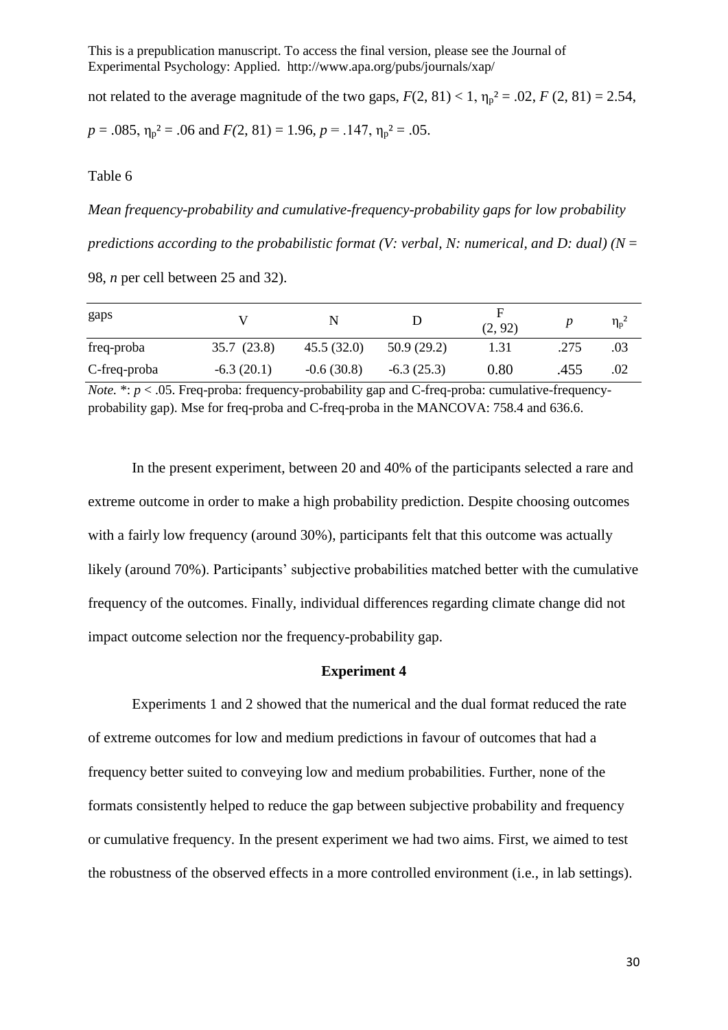not related to the average magnitude of the two gaps, $F(2, 81) < 1$, $\eta_p^2 = .02$, $F(2, 81) = 2.54$, $p = .085$, $\eta_p^2 = .06$ and $F(2, 81) = 1.96$, $p = .147$, $\eta_p^2 = .05$.

Table 6

*Mean frequency-probability and cumulative-frequency-probability gaps for low probability predictions according to the probabilistic format (V: verbal, N: numerical, and D: dual) (N =* 98, *n* per cell between 25 and 32).

| gaps | V | N | D | F (2, 92) | *p* | $\eta_p^2$ |
|---|---|---|---|---|---|---|
| freq-proba | 35.7 (23.8) | 45.5 (32.0) | 50.9 (29.2) | 1.31 | .275 | .03 |
| C-freq-proba | -6.3 (20.1) | -0.6 (30.8) | -6.3 (25.3) | 0.80 | .455 | .02 |

*Note.* *: $p < .05$. Freq-proba: frequency-probability gap and C-freq-proba: cumulative-frequency-probability gap). Mse for freq-proba and C-freq-proba in the MANCOVA: 758.4 and 636.6.

In the present experiment, between 20 and 40% of the participants selected a rare and extreme outcome in order to make a high probability prediction. Despite choosing outcomes with a fairly low frequency (around 30%), participants felt that this outcome was actually likely (around 70%). Participants' subjective probabilities matched better with the cumulative frequency of the outcomes. Finally, individual differences regarding climate change did not impact outcome selection nor the frequency-probability gap.

## Experiment 4

Experiments 1 and 2 showed that the numerical and the dual format reduced the rate of extreme outcomes for low and medium predictions in favour of outcomes that had a frequency better suited to conveying low and medium probabilities. Further, none of the formats consistently helped to reduce the gap between subjective probability and frequency or cumulative frequency. In the present experiment we had two aims. First, we aimed to test the robustness of the observed effects in a more controlled environment (i.e., in lab settings).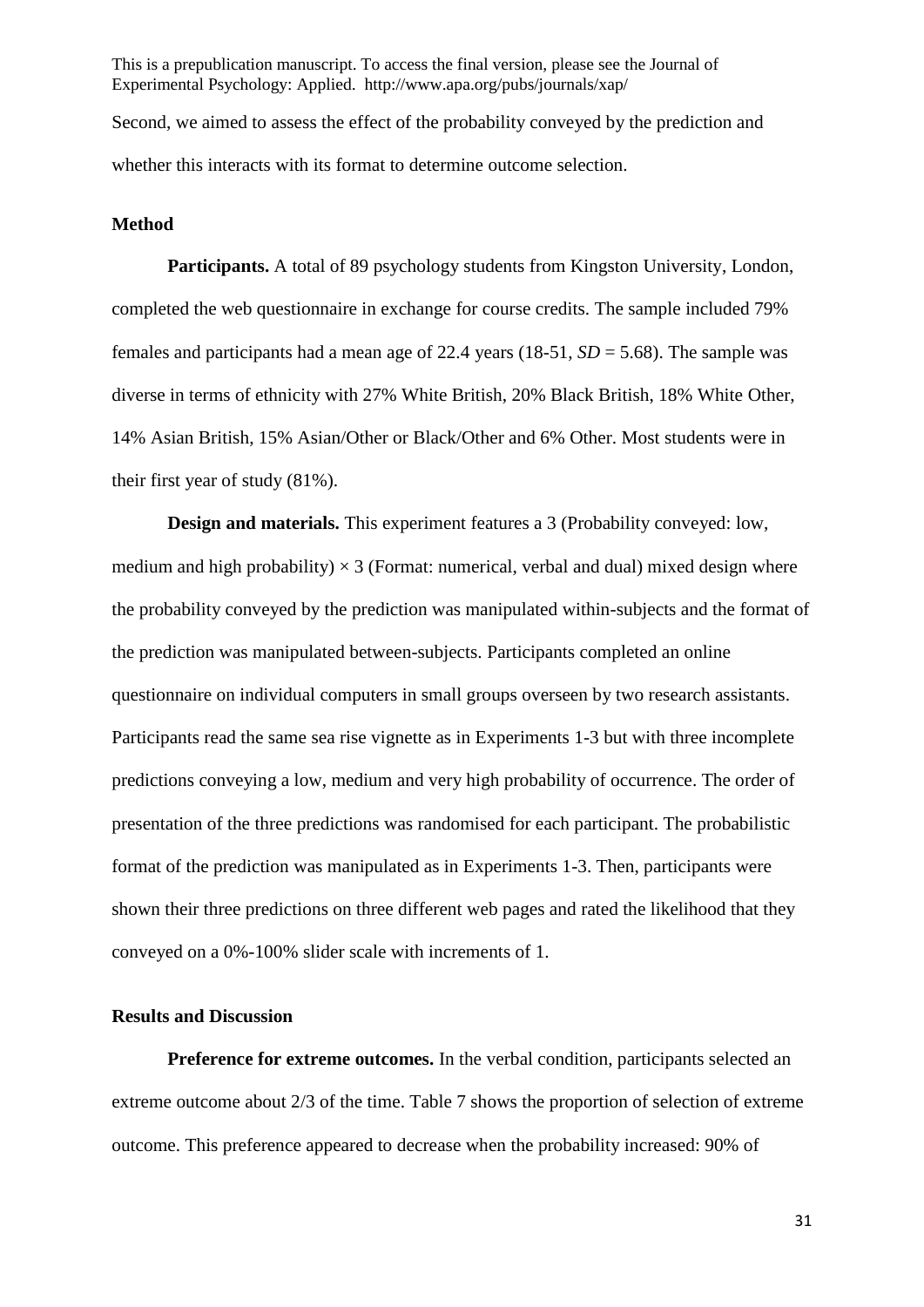Second, we aimed to assess the effect of the probability conveyed by the prediction and whether this interacts with its format to determine outcome selection.

## Method

**Participants.** A total of 89 psychology students from Kingston University, London, completed the web questionnaire in exchange for course credits. The sample included 79% females and participants had a mean age of 22.4 years (18-51, *SD* = 5.68). The sample was diverse in terms of ethnicity with 27% White British, 20% Black British, 18% White Other, 14% Asian British, 15% Asian/Other or Black/Other and 6% Other. Most students were in their first year of study (81%).

**Design and materials.** This experiment features a 3 (Probability conveyed: low, medium and high probability) $\times$ 3 (Format: numerical, verbal and dual) mixed design where the probability conveyed by the prediction was manipulated within-subjects and the format of the prediction was manipulated between-subjects. Participants completed an online questionnaire on individual computers in small groups overseen by two research assistants. Participants read the same sea rise vignette as in Experiments 1-3 but with three incomplete predictions conveying a low, medium and very high probability of occurrence. The order of presentation of the three predictions was randomised for each participant. The probabilistic format of the prediction was manipulated as in Experiments 1-3. Then, participants were shown their three predictions on three different web pages and rated the likelihood that they conveyed on a 0%-100% slider scale with increments of 1.

## Results and Discussion

**Preference for extreme outcomes.** In the verbal condition, participants selected an extreme outcome about 2/3 of the time. Table 7 shows the proportion of selection of extreme outcome. This preference appeared to decrease when the probability increased: 90% of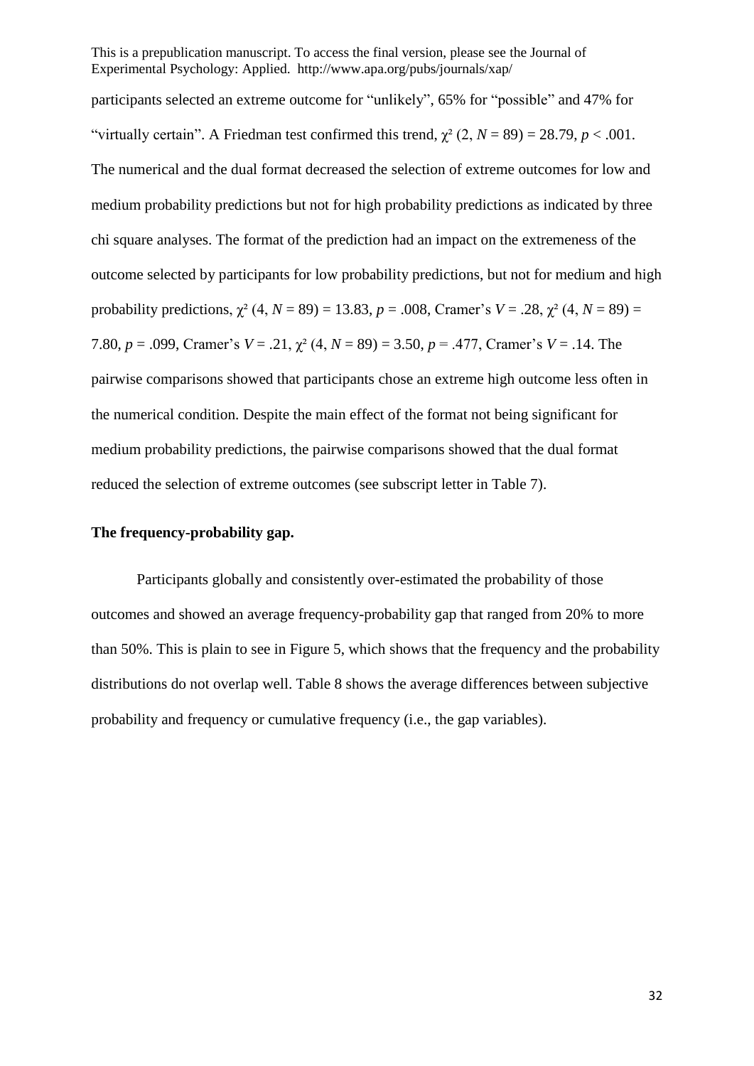participants selected an extreme outcome for "unlikely", 65% for "possible" and 47% for "virtually certain". A Friedman test confirmed this trend, $\chi^2$ (2, $N$ = 89) = 28.79, $p$ < .001. The numerical and the dual format decreased the selection of extreme outcomes for low and medium probability predictions but not for high probability predictions as indicated by three chi square analyses. The format of the prediction had an impact on the extremeness of the outcome selected by participants for low probability predictions, but not for medium and high probability predictions, $\chi^2$ (4, $N$ = 89) = 13.83, $p$ = .008, Cramer's $V$ = .28, $\chi^2$ (4, $N$ = 89) = 7.80, $p$ = .099, Cramer's $V$ = .21, $\chi^2$ (4, $N$ = 89) = 3.50, $p$ = .477, Cramer's $V$ = .14. The pairwise comparisons showed that participants chose an extreme high outcome less often in the numerical condition. Despite the main effect of the format not being significant for medium probability predictions, the pairwise comparisons showed that the dual format reduced the selection of extreme outcomes (see subscript letter in Table 7).

**The frequency-probability gap.**

Participants globally and consistently over-estimated the probability of those outcomes and showed an average frequency-probability gap that ranged from 20% to more than 50%. This is plain to see in Figure 5, which shows that the frequency and the probability distributions do not overlap well. Table 8 shows the average differences between subjective probability and frequency or cumulative frequency (i.e., the gap variables).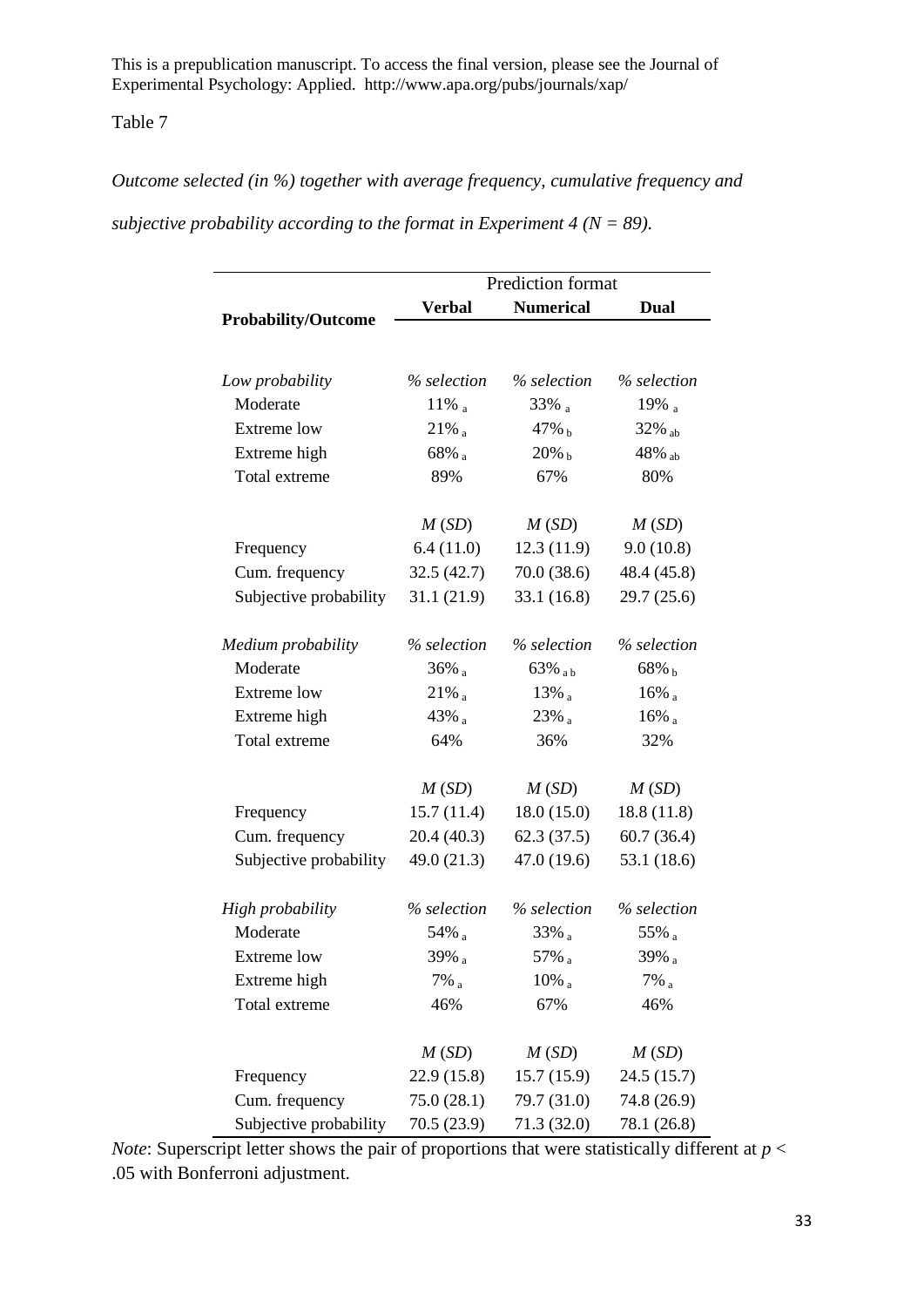Table 7

*Outcome selected (in %) together with average frequency, cumulative frequency and subjective probability according to the format in Experiment 4 (N = 89).*

| **Probability/Outcome** | Prediction format | | |
|---|---|---|---|
| | **Verbal** | **Numerical** | **Dual** |
| *Low probability* | *% selection* | *% selection* | *% selection* |
| Moderate | 11% $_{a}$ | 33% $_{a}$ | 19% $_{a}$ |
| Extreme low | 21% $_{a}$ | 47% $_{b}$ | 32% $_{ab}$ |
| Extreme high | 68% $_{a}$ | 20% $_{b}$ | 48% $_{ab}$ |
| Total extreme | 89% | 67% | 80% |
| | *M* (*SD*) | *M* (*SD*) | *M* (*SD*) |
| Frequency | 6.4 (11.0) | 12.3 (11.9) | 9.0 (10.8) |
| Cum. frequency | 32.5 (42.7) | 70.0 (38.6) | 48.4 (45.8) |
| Subjective probability | 31.1 (21.9) | 33.1 (16.8) | 29.7 (25.6) |
| *Medium probability* | *% selection* | *% selection* | *% selection* |
| Moderate | 36% $_{a}$ | 63% $_{ab}$ | 68% $_{b}$ |
| Extreme low | 21% $_{a}$ | 13% $_{a}$ | 16% $_{a}$ |
| Extreme high | 43% $_{a}$ | 23% $_{a}$ | 16% $_{a}$ |
| Total extreme | 64% | 36% | 32% |
| | *M* (*SD*) | *M* (*SD*) | *M* (*SD*) |
| Frequency | 15.7 (11.4) | 18.0 (15.0) | 18.8 (11.8) |
| Cum. frequency | 20.4 (40.3) | 62.3 (37.5) | 60.7 (36.4) |
| Subjective probability | 49.0 (21.3) | 47.0 (19.6) | 53.1 (18.6) |
| *High probability* | *% selection* | *% selection* | *% selection* |
| Moderate | 54% $_{a}$ | 33% $_{a}$ | 55% $_{a}$ |
| Extreme low | 39% $_{a}$ | 57% $_{a}$ | 39% $_{a}$ |
| Extreme high | 7% $_{a}$ | 10% $_{a}$ | 7% $_{a}$ |
| Total extreme | 46% | 67% | 46% |
| | *M* (*SD*) | *M* (*SD*) | *M* (*SD*) |
| Frequency | 22.9 (15.8) | 15.7 (15.9) | 24.5 (15.7) |
| Cum. frequency | 75.0 (28.1) | 79.7 (31.0) | 74.8 (26.9) |
| Subjective probability | 70.5 (23.9) | 71.3 (32.0) | 78.1 (26.8) |

*Note*: Superscript letter shows the pair of proportions that were statistically different at $p < .05$ with Bonferroni adjustment.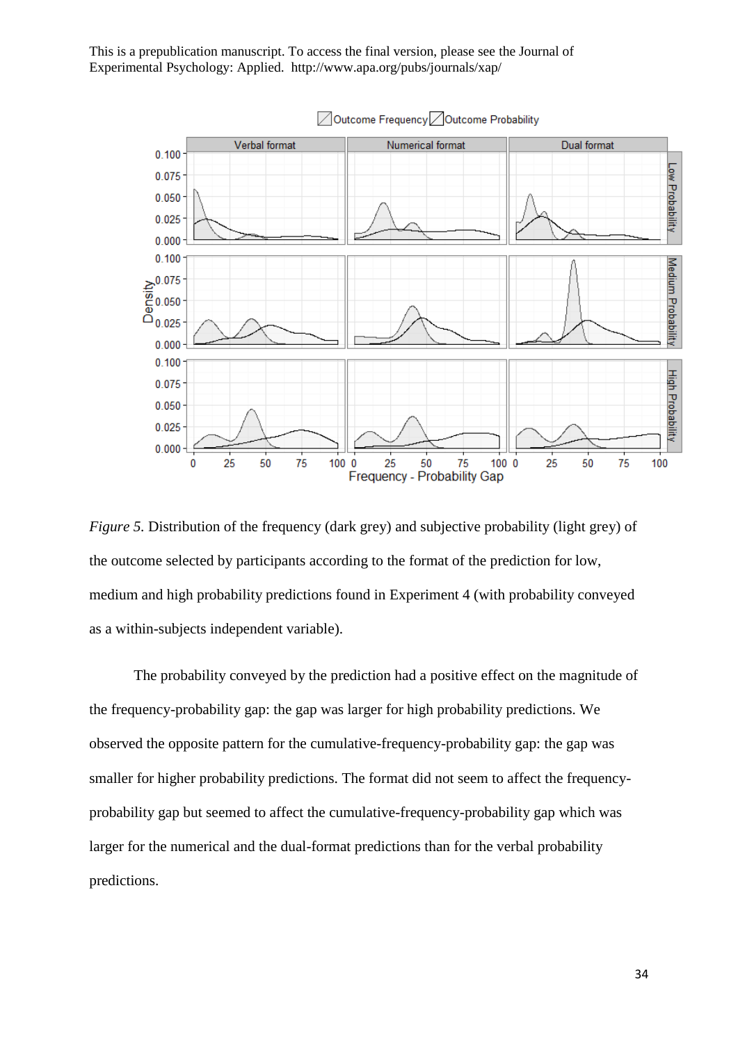*Figure 5.* Distribution of the frequency (dark grey) and subjective probability (light grey) of the outcome selected by participants according to the format of the prediction for low, medium and high probability predictions found in Experiment 4 (with probability conveyed as a within-subjects independent variable).

The probability conveyed by the prediction had a positive effect on the magnitude of the frequency-probability gap: the gap was larger for high probability predictions. We observed the opposite pattern for the cumulative-frequency-probability gap: the gap was smaller for higher probability predictions. The format did not seem to affect the frequency-probability gap but seemed to affect the cumulative-frequency-probability gap which was larger for the numerical and the dual-format predictions than for the verbal probability predictions.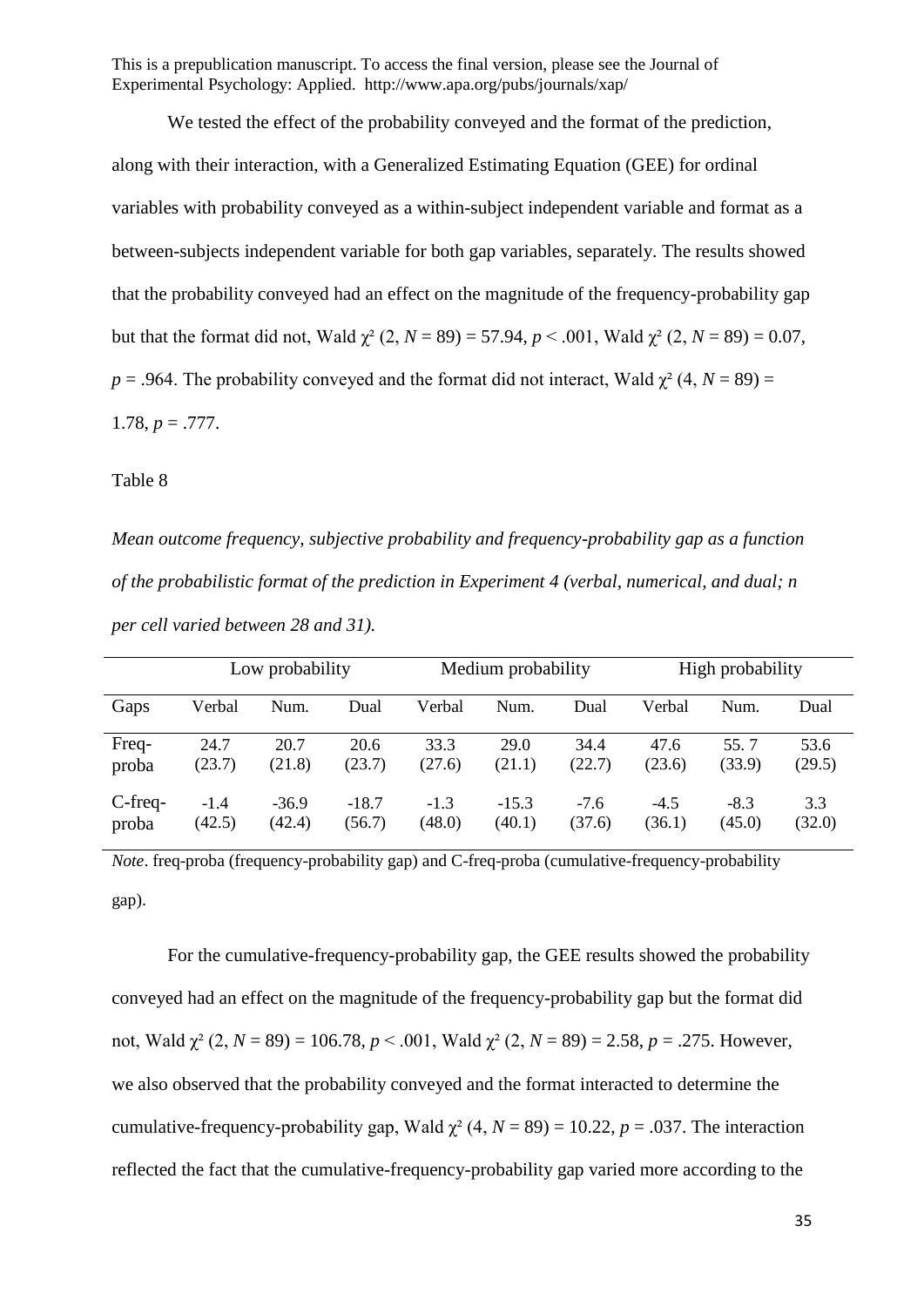We tested the effect of the probability conveyed and the format of the prediction, along with their interaction, with a Generalized Estimating Equation (GEE) for ordinal variables with probability conveyed as a within-subject independent variable and format as a between-subjects independent variable for both gap variables, separately. The results showed that the probability conveyed had an effect on the magnitude of the frequency-probability gap but that the format did not, Wald $\chi^2$ (2, $N$ = 89) = 57.94, $p$ < .001, Wald $\chi^2$ (2, $N$ = 89) = 0.07, $p$ = .964. The probability conveyed and the format did not interact, Wald $\chi^2$ (4, $N$ = 89) = 1.78, $p$ = .777.

Table 8

*Mean outcome frequency, subjective probability and frequency-probability gap as a function of the probabilistic format of the prediction in Experiment 4 (verbal, numerical, and dual; n per cell varied between 28 and 31).*

| | Low probability | | | Medium probability | | | High probability | | |
|---|---|---|---|---|---|---|---|---|---|
| Gaps | Verbal | Num. | Dual | Verbal | Num. | Dual | Verbal | Num. | Dual |
| Freq-proba | 24.7 (23.7) | 20.7 (21.8) | 20.6 (23.7) | 33.3 (27.6) | 29.0 (21.1) | 34.4 (22.7) | 47.6 (23.6) | 55. 7 (33.9) | 53.6 (29.5) |
| C-freq-proba | -1.4 (42.5) | -36.9 (42.4) | -18.7 (56.7) | -1.3 (48.0) | -15.3 (40.1) | -7.6 (37.6) | -4.5 (36.1) | -8.3 (45.0) | 3.3 (32.0) |

*Note*. freq-proba (frequency-probability gap) and C-freq-proba (cumulative-frequency-probability gap).

For the cumulative-frequency-probability gap, the GEE results showed the probability conveyed had an effect on the magnitude of the frequency-probability gap but the format did not, Wald $\chi^2$ (2, $N$ = 89) = 106.78, $p$ < .001, Wald $\chi^2$ (2, $N$ = 89) = 2.58, $p$ = .275. However, we also observed that the probability conveyed and the format interacted to determine the cumulative-frequency-probability gap, Wald $\chi^2$ (4, $N$ = 89) = 10.22, $p$ = .037. The interaction reflected the fact that the cumulative-frequency-probability gap varied more according to the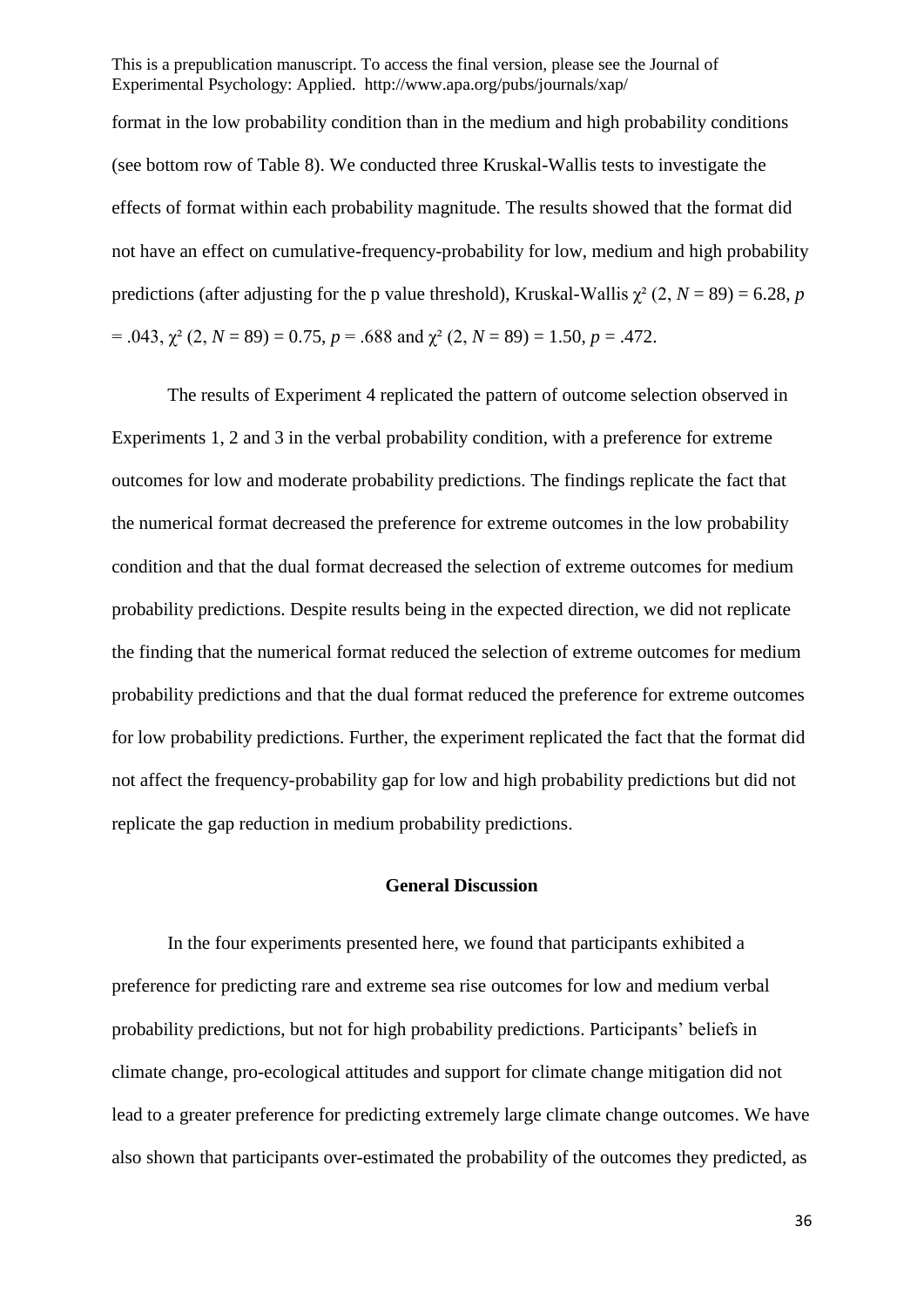format in the low probability condition than in the medium and high probability conditions (see bottom row of Table 8). We conducted three Kruskal-Wallis tests to investigate the effects of format within each probability magnitude. The results showed that the format did not have an effect on cumulative-frequency-probability for low, medium and high probability predictions (after adjusting for the p value threshold), Kruskal-Wallis $\chi^2$ (2, $N$ = 89) = 6.28, $p$ = .043, $\chi^2$ (2, $N$ = 89) = 0.75, $p$ = .688 and $\chi^2$ (2, $N$ = 89) = 1.50, $p$ = .472.

The results of Experiment 4 replicated the pattern of outcome selection observed in Experiments 1, 2 and 3 in the verbal probability condition, with a preference for extreme outcomes for low and moderate probability predictions. The findings replicate the fact that the numerical format decreased the preference for extreme outcomes in the low probability condition and that the dual format decreased the selection of extreme outcomes for medium probability predictions. Despite results being in the expected direction, we did not replicate the finding that the numerical format reduced the selection of extreme outcomes for medium probability predictions and that the dual format reduced the preference for extreme outcomes for low probability predictions. Further, the experiment replicated the fact that the format did not affect the frequency-probability gap for low and high probability predictions but did not replicate the gap reduction in medium probability predictions.

## General Discussion

In the four experiments presented here, we found that participants exhibited a preference for predicting rare and extreme sea rise outcomes for low and medium verbal probability predictions, but not for high probability predictions. Participants' beliefs in climate change, pro-ecological attitudes and support for climate change mitigation did not lead to a greater preference for predicting extremely large climate change outcomes. We have also shown that participants over-estimated the probability of the outcomes they predicted, as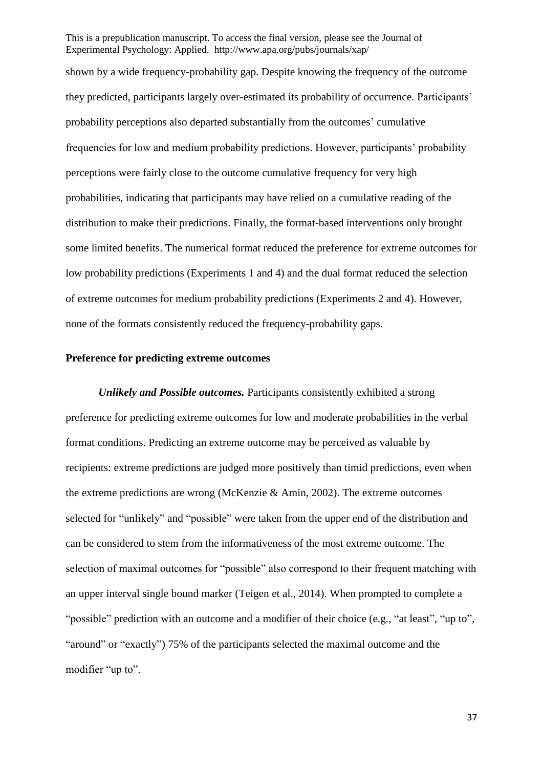shown by a wide frequency-probability gap. Despite knowing the frequency of the outcome they predicted, participants largely over-estimated its probability of occurrence. Participants' probability perceptions also departed substantially from the outcomes' cumulative frequencies for low and medium probability predictions. However, participants' probability perceptions were fairly close to the outcome cumulative frequency for very high probabilities, indicating that participants may have relied on a cumulative reading of the distribution to make their predictions. Finally, the format-based interventions only brought some limited benefits. The numerical format reduced the preference for extreme outcomes for low probability predictions (Experiments 1 and 4) and the dual format reduced the selection of extreme outcomes for medium probability predictions (Experiments 2 and 4). However, none of the formats consistently reduced the frequency-probability gaps.

### Preference for predicting extreme outcomes

***Unlikely and Possible outcomes.*** Participants consistently exhibited a strong preference for predicting extreme outcomes for low and moderate probabilities in the verbal format conditions. Predicting an extreme outcome may be perceived as valuable by recipients: extreme predictions are judged more positively than timid predictions, even when the extreme predictions are wrong (McKenzie & Amin, 2002). The extreme outcomes selected for "unlikely" and "possible" were taken from the upper end of the distribution and can be considered to stem from the informativeness of the most extreme outcome. The selection of maximal outcomes for "possible" also correspond to their frequent matching with an upper interval single bound marker (Teigen et al., 2014). When prompted to complete a "possible" prediction with an outcome and a modifier of their choice (e.g., "at least", "up to", "around" or "exactly") 75% of the participants selected the maximal outcome and the modifier "up to".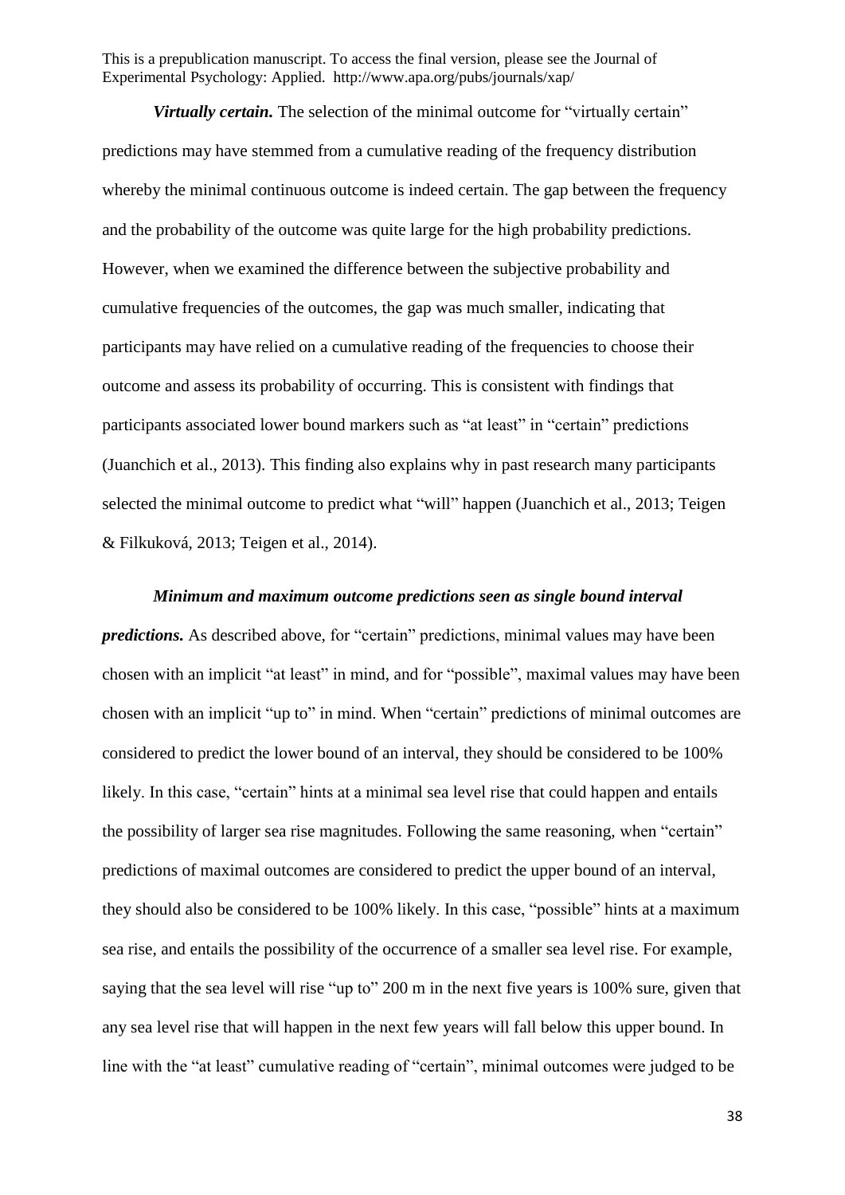***Virtually certain.*** The selection of the minimal outcome for "virtually certain" predictions may have stemmed from a cumulative reading of the frequency distribution whereby the minimal continuous outcome is indeed certain. The gap between the frequency and the probability of the outcome was quite large for the high probability predictions. However, when we examined the difference between the subjective probability and cumulative frequencies of the outcomes, the gap was much smaller, indicating that participants may have relied on a cumulative reading of the frequencies to choose their outcome and assess its probability of occurring. This is consistent with findings that participants associated lower bound markers such as "at least" in "certain" predictions (Juanchich et al., 2013). This finding also explains why in past research many participants selected the minimal outcome to predict what "will" happen (Juanchich et al., 2013; Teigen & Filkuková, 2013; Teigen et al., 2014).

***Minimum and maximum outcome predictions seen as single bound interval predictions.*** As described above, for "certain" predictions, minimal values may have been chosen with an implicit "at least" in mind, and for "possible", maximal values may have been chosen with an implicit "up to" in mind. When "certain" predictions of minimal outcomes are considered to predict the lower bound of an interval, they should be considered to be 100% likely. In this case, "certain" hints at a minimal sea level rise that could happen and entails the possibility of larger sea rise magnitudes. Following the same reasoning, when "certain" predictions of maximal outcomes are considered to predict the upper bound of an interval, they should also be considered to be 100% likely. In this case, "possible" hints at a maximum sea rise, and entails the possibility of the occurrence of a smaller sea level rise. For example, saying that the sea level will rise "up to" 200 m in the next five years is 100% sure, given that any sea level rise that will happen in the next few years will fall below this upper bound. In line with the "at least" cumulative reading of "certain", minimal outcomes were judged to be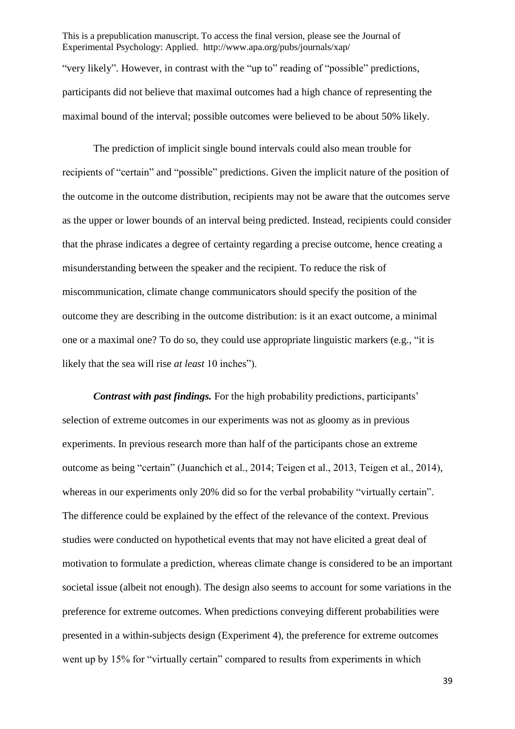"very likely". However, in contrast with the "up to" reading of "possible" predictions, participants did not believe that maximal outcomes had a high chance of representing the maximal bound of the interval; possible outcomes were believed to be about 50% likely.

The prediction of implicit single bound intervals could also mean trouble for recipients of "certain" and "possible" predictions. Given the implicit nature of the position of the outcome in the outcome distribution, recipients may not be aware that the outcomes serve as the upper or lower bounds of an interval being predicted. Instead, recipients could consider that the phrase indicates a degree of certainty regarding a precise outcome, hence creating a misunderstanding between the speaker and the recipient. To reduce the risk of miscommunication, climate change communicators should specify the position of the outcome they are describing in the outcome distribution: is it an exact outcome, a minimal one or a maximal one? To do so, they could use appropriate linguistic markers (e.g., "it is likely that the sea will rise *at least* 10 inches").

***Contrast with past findings.*** For the high probability predictions, participants' selection of extreme outcomes in our experiments was not as gloomy as in previous experiments. In previous research more than half of the participants chose an extreme outcome as being "certain" (Juanchich et al., 2014; Teigen et al., 2013, Teigen et al., 2014), whereas in our experiments only 20% did so for the verbal probability "virtually certain". The difference could be explained by the effect of the relevance of the context. Previous studies were conducted on hypothetical events that may not have elicited a great deal of motivation to formulate a prediction, whereas climate change is considered to be an important societal issue (albeit not enough). The design also seems to account for some variations in the preference for extreme outcomes. When predictions conveying different probabilities were presented in a within-subjects design (Experiment 4), the preference for extreme outcomes went up by 15% for "virtually certain" compared to results from experiments in which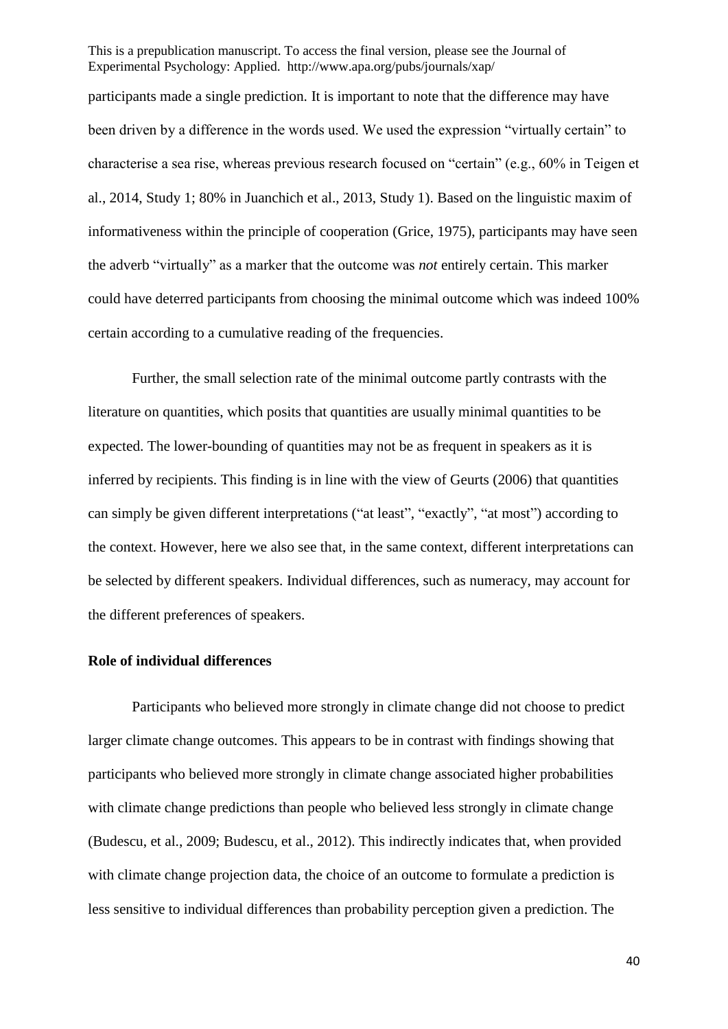participants made a single prediction. It is important to note that the difference may have been driven by a difference in the words used. We used the expression "virtually certain" to characterise a sea rise, whereas previous research focused on "certain" (e.g., 60% in Teigen et al., 2014, Study 1; 80% in Juanchich et al., 2013, Study 1). Based on the linguistic maxim of informativeness within the principle of cooperation (Grice, 1975), participants may have seen the adverb "virtually" as a marker that the outcome was *not* entirely certain. This marker could have deterred participants from choosing the minimal outcome which was indeed 100% certain according to a cumulative reading of the frequencies.

Further, the small selection rate of the minimal outcome partly contrasts with the literature on quantities, which posits that quantities are usually minimal quantities to be expected. The lower-bounding of quantities may not be as frequent in speakers as it is inferred by recipients. This finding is in line with the view of Geurts (2006) that quantities can simply be given different interpretations ("at least", "exactly", "at most") according to the context. However, here we also see that, in the same context, different interpretations can be selected by different speakers. Individual differences, such as numeracy, may account for the different preferences of speakers.

**Role of individual differences**

Participants who believed more strongly in climate change did not choose to predict larger climate change outcomes. This appears to be in contrast with findings showing that participants who believed more strongly in climate change associated higher probabilities with climate change predictions than people who believed less strongly in climate change (Budescu, et al., 2009; Budescu, et al., 2012). This indirectly indicates that, when provided with climate change projection data, the choice of an outcome to formulate a prediction is less sensitive to individual differences than probability perception given a prediction. The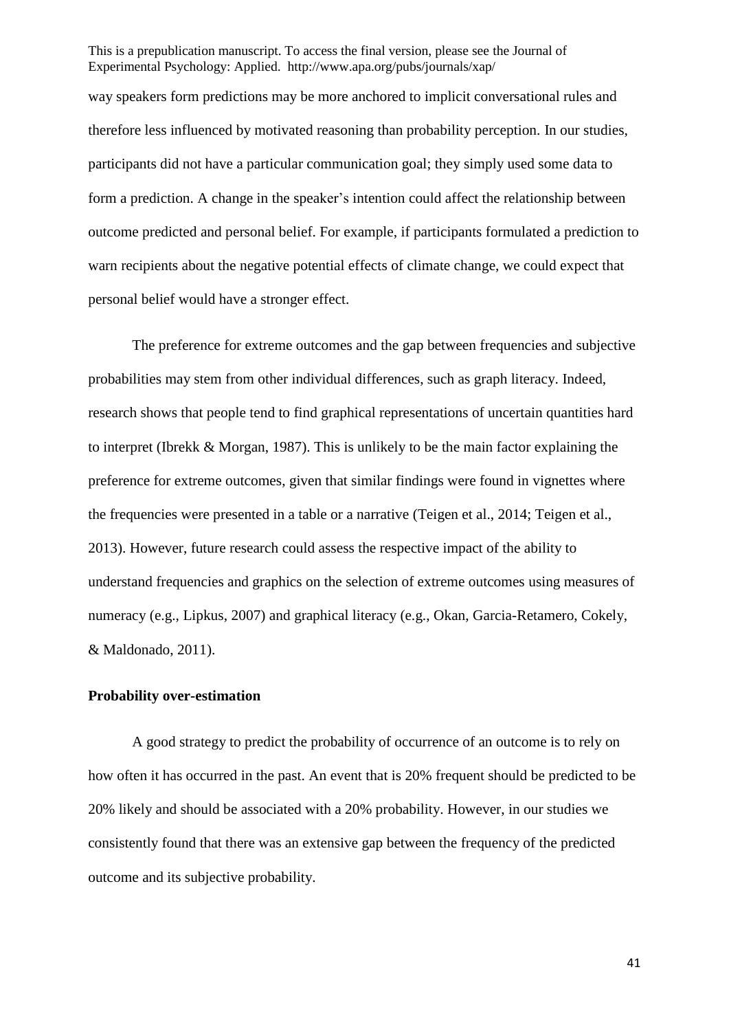way speakers form predictions may be more anchored to implicit conversational rules and therefore less influenced by motivated reasoning than probability perception. In our studies, participants did not have a particular communication goal; they simply used some data to form a prediction. A change in the speaker's intention could affect the relationship between outcome predicted and personal belief. For example, if participants formulated a prediction to warn recipients about the negative potential effects of climate change, we could expect that personal belief would have a stronger effect.

The preference for extreme outcomes and the gap between frequencies and subjective probabilities may stem from other individual differences, such as graph literacy. Indeed, research shows that people tend to find graphical representations of uncertain quantities hard to interpret (Ibrekk & Morgan, 1987). This is unlikely to be the main factor explaining the preference for extreme outcomes, given that similar findings were found in vignettes where the frequencies were presented in a table or a narrative (Teigen et al., 2014; Teigen et al., 2013). However, future research could assess the respective impact of the ability to understand frequencies and graphics on the selection of extreme outcomes using measures of numeracy (e.g., Lipkus, 2007) and graphical literacy (e.g., Okan, Garcia-Retamero, Cokely, & Maldonado, 2011).

**Probability over-estimation**

A good strategy to predict the probability of occurrence of an outcome is to rely on how often it has occurred in the past. An event that is 20% frequent should be predicted to be 20% likely and should be associated with a 20% probability. However, in our studies we consistently found that there was an extensive gap between the frequency of the predicted outcome and its subjective probability.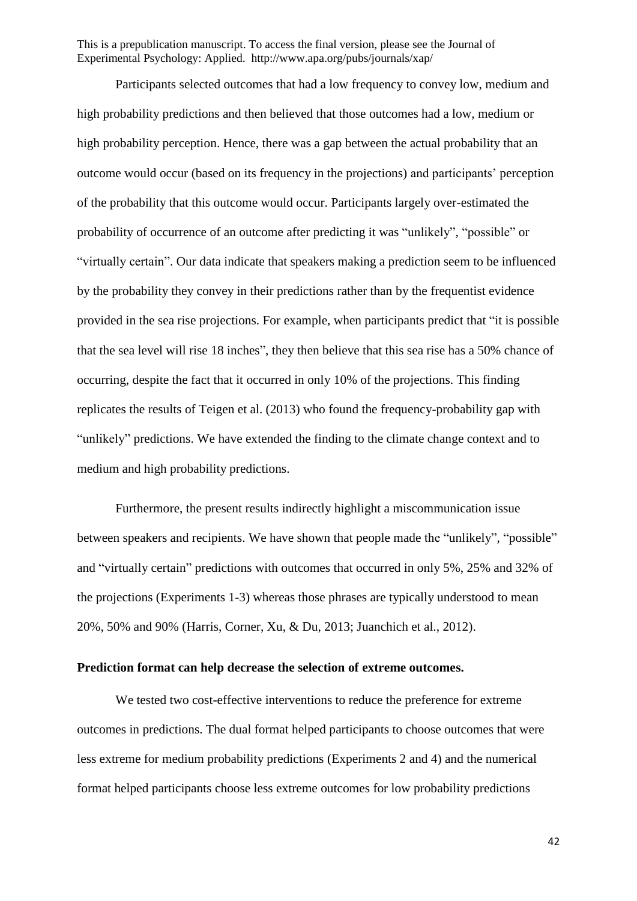Participants selected outcomes that had a low frequency to convey low, medium and high probability predictions and then believed that those outcomes had a low, medium or high probability perception. Hence, there was a gap between the actual probability that an outcome would occur (based on its frequency in the projections) and participants' perception of the probability that this outcome would occur. Participants largely over-estimated the probability of occurrence of an outcome after predicting it was "unlikely", "possible" or "virtually certain". Our data indicate that speakers making a prediction seem to be influenced by the probability they convey in their predictions rather than by the frequentist evidence provided in the sea rise projections. For example, when participants predict that "it is possible that the sea level will rise 18 inches", they then believe that this sea rise has a 50% chance of occurring, despite the fact that it occurred in only 10% of the projections. This finding replicates the results of Teigen et al. (2013) who found the frequency-probability gap with "unlikely" predictions. We have extended the finding to the climate change context and to medium and high probability predictions.

Furthermore, the present results indirectly highlight a miscommunication issue between speakers and recipients. We have shown that people made the "unlikely", "possible" and "virtually certain" predictions with outcomes that occurred in only 5%, 25% and 32% of the projections (Experiments 1-3) whereas those phrases are typically understood to mean 20%, 50% and 90% (Harris, Corner, Xu, & Du, 2013; Juanchich et al., 2012).

**Prediction format can help decrease the selection of extreme outcomes.**

We tested two cost-effective interventions to reduce the preference for extreme outcomes in predictions. The dual format helped participants to choose outcomes that were less extreme for medium probability predictions (Experiments 2 and 4) and the numerical format helped participants choose less extreme outcomes for low probability predictions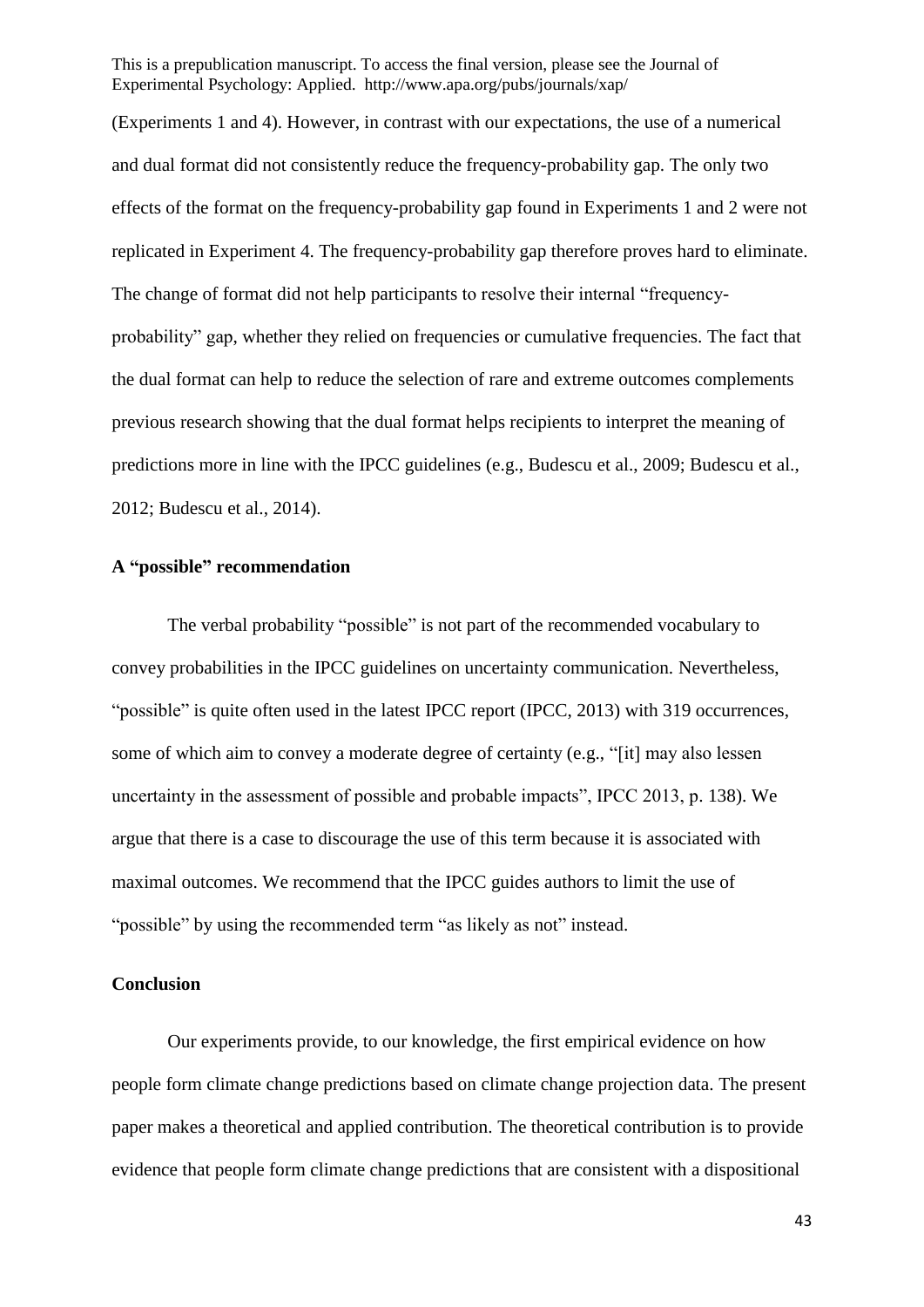(Experiments 1 and 4). However, in contrast with our expectations, the use of a numerical and dual format did not consistently reduce the frequency-probability gap. The only two effects of the format on the frequency-probability gap found in Experiments 1 and 2 were not replicated in Experiment 4. The frequency-probability gap therefore proves hard to eliminate. The change of format did not help participants to resolve their internal "frequency-probability" gap, whether they relied on frequencies or cumulative frequencies. The fact that the dual format can help to reduce the selection of rare and extreme outcomes complements previous research showing that the dual format helps recipients to interpret the meaning of predictions more in line with the IPCC guidelines (e.g., Budescu et al., 2009; Budescu et al., 2012; Budescu et al., 2014).

## A "possible" recommendation

The verbal probability "possible" is not part of the recommended vocabulary to convey probabilities in the IPCC guidelines on uncertainty communication. Nevertheless, "possible" is quite often used in the latest IPCC report (IPCC, 2013) with 319 occurrences, some of which aim to convey a moderate degree of certainty (e.g., "[it] may also lessen uncertainty in the assessment of possible and probable impacts", IPCC 2013, p. 138). We argue that there is a case to discourage the use of this term because it is associated with maximal outcomes. We recommend that the IPCC guides authors to limit the use of "possible" by using the recommended term "as likely as not" instead.

## Conclusion

Our experiments provide, to our knowledge, the first empirical evidence on how people form climate change predictions based on climate change projection data. The present paper makes a theoretical and applied contribution. The theoretical contribution is to provide evidence that people form climate change predictions that are consistent with a dispositional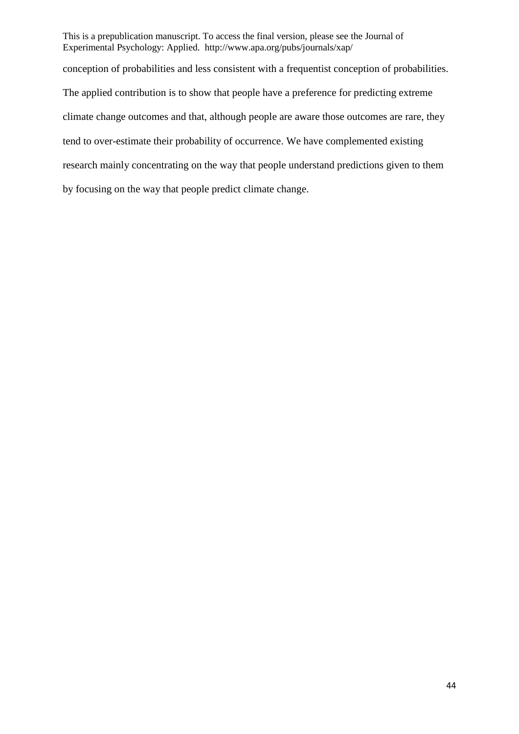conception of probabilities and less consistent with a frequentist conception of probabilities. The applied contribution is to show that people have a preference for predicting extreme climate change outcomes and that, although people are aware those outcomes are rare, they tend to over-estimate their probability of occurrence. We have complemented existing research mainly concentrating on the way that people understand predictions given to them by focusing on the way that people predict climate change.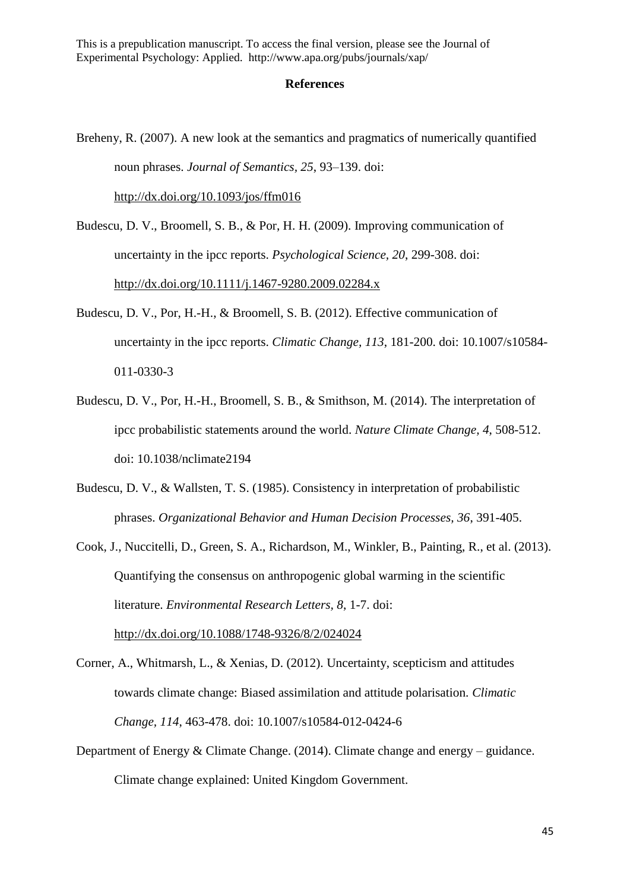## References

Breheny, R. (2007). A new look at the semantics and pragmatics of numerically quantified noun phrases. *Journal of Semantics, 25*, 93–139. doi: http://dx.doi.org/10.1093/jos/ffm016

Budescu, D. V., Broomell, S. B., & Por, H. H. (2009). Improving communication of uncertainty in the ipcc reports. *Psychological Science, 20*, 299-308. doi: http://dx.doi.org/10.1111/j.1467-9280.2009.02284.x

Budescu, D. V., Por, H.-H., & Broomell, S. B. (2012). Effective communication of uncertainty in the ipcc reports. *Climatic Change, 113*, 181-200. doi: 10.1007/s10584-011-0330-3

Budescu, D. V., Por, H.-H., Broomell, S. B., & Smithson, M. (2014). The interpretation of ipcc probabilistic statements around the world. *Nature Climate Change, 4*, 508-512. doi: 10.1038/nclimate2194

Budescu, D. V., & Wallsten, T. S. (1985). Consistency in interpretation of probabilistic phrases. *Organizational Behavior and Human Decision Processes, 36*, 391-405.

Cook, J., Nuccitelli, D., Green, S. A., Richardson, M., Winkler, B., Painting, R., et al. (2013). Quantifying the consensus on anthropogenic global warming in the scientific literature. *Environmental Research Letters, 8*, 1-7. doi: http://dx.doi.org/10.1088/1748-9326/8/2/024024

Corner, A., Whitmarsh, L., & Xenias, D. (2012). Uncertainty, scepticism and attitudes towards climate change: Biased assimilation and attitude polarisation. *Climatic Change, 114*, 463-478. doi: 10.1007/s10584-012-0424-6

Department of Energy & Climate Change. (2014). Climate change and energy – guidance. Climate change explained: United Kingdom Government.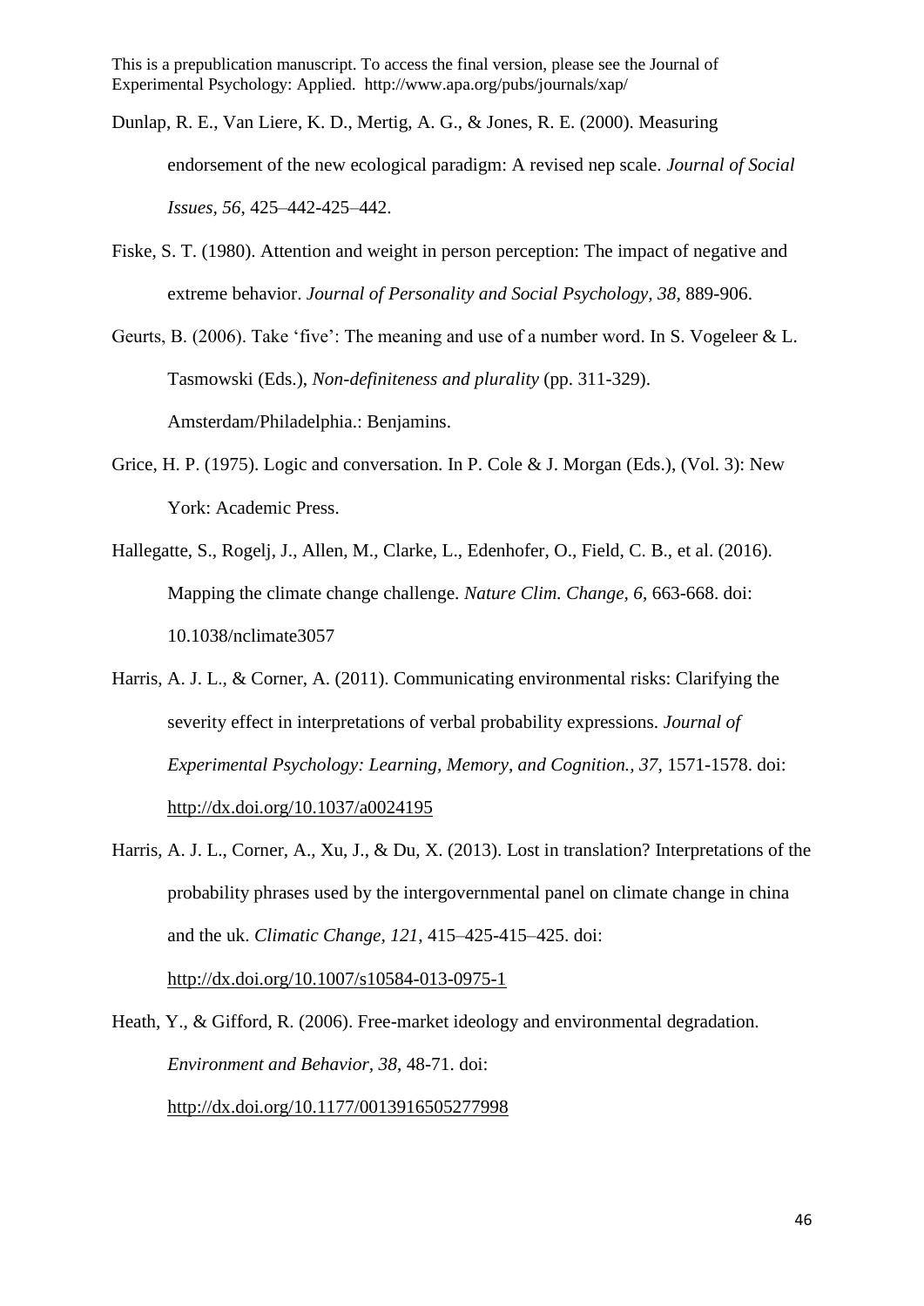Dunlap, R. E., Van Liere, K. D., Mertig, A. G., & Jones, R. E. (2000). Measuring endorsement of the new ecological paradigm: A revised nep scale. *Journal of Social Issues, 56*, 425–442-425–442.

Fiske, S. T. (1980). Attention and weight in person perception: The impact of negative and extreme behavior. *Journal of Personality and Social Psychology, 38*, 889-906.

Geurts, B. (2006). Take 'five': The meaning and use of a number word. In S. Vogeleer & L. Tasmowski (Eds.), *Non-definiteness and plurality* (pp. 311-329). Amsterdam/Philadelphia.: Benjamins.

Grice, H. P. (1975). Logic and conversation. In P. Cole & J. Morgan (Eds.), (Vol. 3): New York: Academic Press.

Hallegatte, S., Rogelj, J., Allen, M., Clarke, L., Edenhofer, O., Field, C. B., et al. (2016). Mapping the climate change challenge. *Nature Clim. Change, 6*, 663-668. doi: 10.1038/nclimate3057

Harris, A. J. L., & Corner, A. (2011). Communicating environmental risks: Clarifying the severity effect in interpretations of verbal probability expressions. *Journal of Experimental Psychology: Learning, Memory, and Cognition., 37*, 1571-1578. doi: http://dx.doi.org/10.1037/a0024195

Harris, A. J. L., Corner, A., Xu, J., & Du, X. (2013). Lost in translation? Interpretations of the probability phrases used by the intergovernmental panel on climate change in china and the uk. *Climatic Change, 121*, 415–425-415–425. doi: http://dx.doi.org/10.1007/s10584-013-0975-1

Heath, Y., & Gifford, R. (2006). Free-market ideology and environmental degradation. *Environment and Behavior, 38*, 48-71. doi: http://dx.doi.org/10.1177/0013916505277998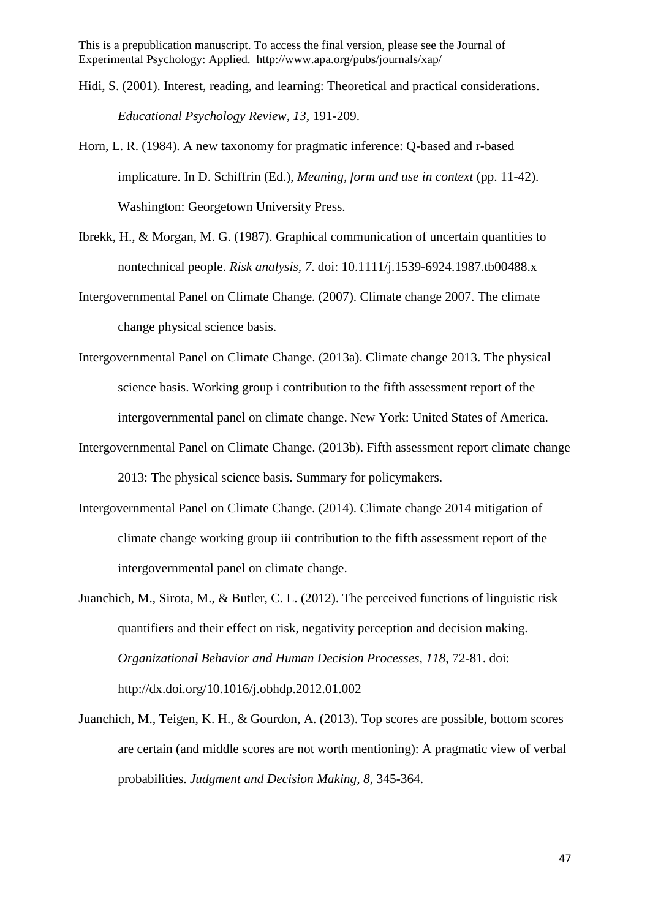Hidi, S. (2001). Interest, reading, and learning: Theoretical and practical considerations. *Educational Psychology Review, 13*, 191-209.

Horn, L. R. (1984). A new taxonomy for pragmatic inference: Q-based and r-based implicature. In D. Schiffrin (Ed.), *Meaning, form and use in context* (pp. 11-42). Washington: Georgetown University Press.

Ibrekk, H., & Morgan, M. G. (1987). Graphical communication of uncertain quantities to nontechnical people. *Risk analysis, 7*. doi: 10.1111/j.1539-6924.1987.tb00488.x

Intergovernmental Panel on Climate Change. (2007). Climate change 2007. The climate change physical science basis.

Intergovernmental Panel on Climate Change. (2013a). Climate change 2013. The physical science basis. Working group i contribution to the fifth assessment report of the intergovernmental panel on climate change. New York: United States of America.

Intergovernmental Panel on Climate Change. (2013b). Fifth assessment report climate change 2013: The physical science basis. Summary for policymakers.

Intergovernmental Panel on Climate Change. (2014). Climate change 2014 mitigation of climate change working group iii contribution to the fifth assessment report of the intergovernmental panel on climate change.

Juanchich, M., Sirota, M., & Butler, C. L. (2012). The perceived functions of linguistic risk quantifiers and their effect on risk, negativity perception and decision making. *Organizational Behavior and Human Decision Processes, 118*, 72-81. doi: http://dx.doi.org/10.1016/j.obhdp.2012.01.002

Juanchich, M., Teigen, K. H., & Gourdon, A. (2013). Top scores are possible, bottom scores are certain (and middle scores are not worth mentioning): A pragmatic view of verbal probabilities. *Judgment and Decision Making, 8*, 345-364.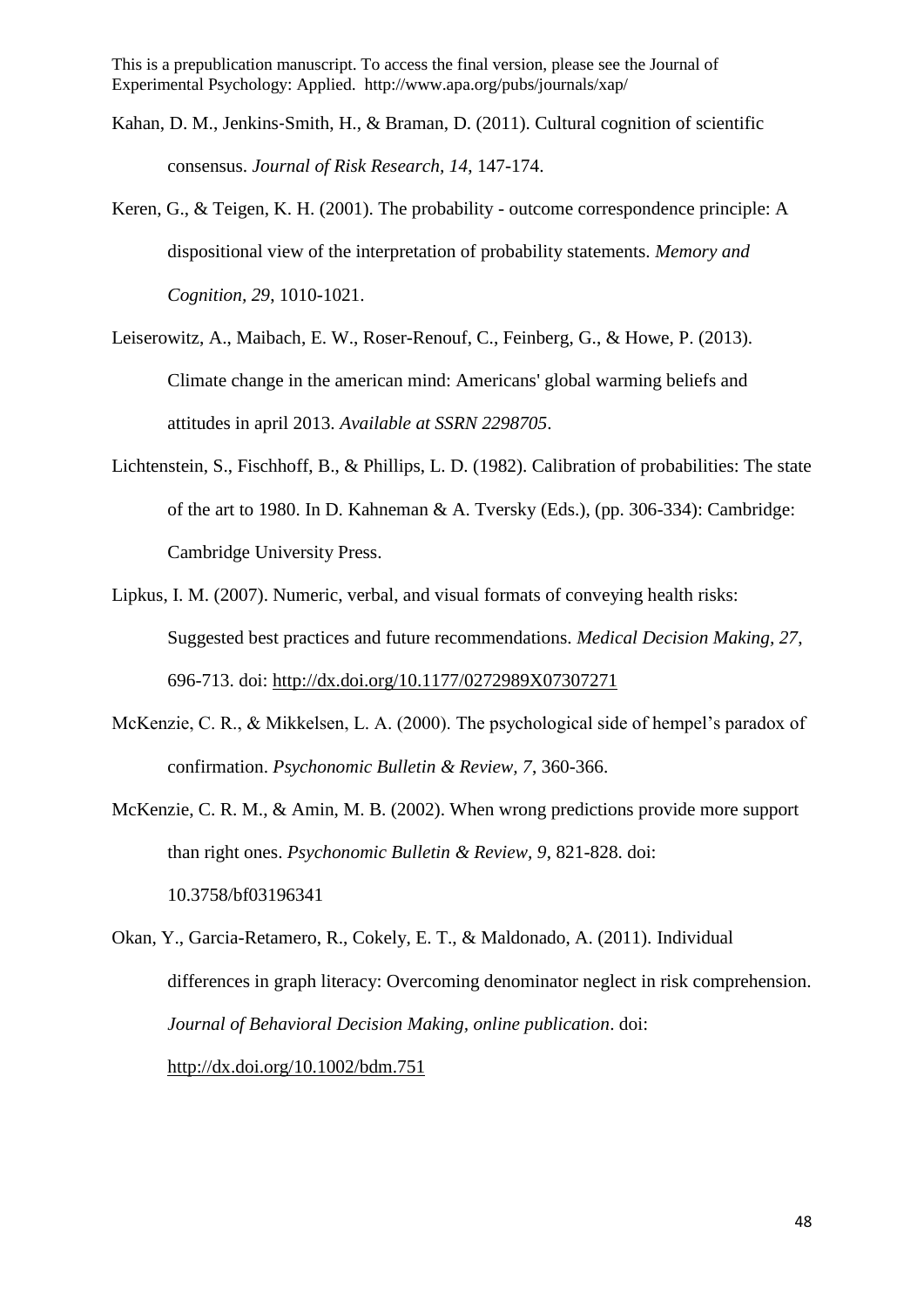Kahan, D. M., Jenkins-Smith, H., & Braman, D. (2011). Cultural cognition of scientific consensus. *Journal of Risk Research, 14*, 147-174.

Keren, G., & Teigen, K. H. (2001). The probability - outcome correspondence principle: A dispositional view of the interpretation of probability statements. *Memory and Cognition, 29*, 1010-1021.

Leiserowitz, A., Maibach, E. W., Roser-Renouf, C., Feinberg, G., & Howe, P. (2013). Climate change in the american mind: Americans' global warming beliefs and attitudes in april 2013. *Available at SSRN 2298705*.

Lichtenstein, S., Fischhoff, B., & Phillips, L. D. (1982). Calibration of probabilities: The state of the art to 1980. In D. Kahneman & A. Tversky (Eds.), (pp. 306-334): Cambridge: Cambridge University Press.

Lipkus, I. M. (2007). Numeric, verbal, and visual formats of conveying health risks: Suggested best practices and future recommendations. *Medical Decision Making, 27*, 696-713. doi: http://dx.doi.org/10.1177/0272989X07307271

McKenzie, C. R., & Mikkelsen, L. A. (2000). The psychological side of hempel's paradox of confirmation. *Psychonomic Bulletin & Review, 7*, 360-366.

McKenzie, C. R. M., & Amin, M. B. (2002). When wrong predictions provide more support than right ones. *Psychonomic Bulletin & Review, 9*, 821-828. doi: 10.3758/bf03196341

Okan, Y., Garcia-Retamero, R., Cokely, E. T., & Maldonado, A. (2011). Individual differences in graph literacy: Overcoming denominator neglect in risk comprehension. *Journal of Behavioral Decision Making, online publication*. doi: http://dx.doi.org/10.1002/bdm.751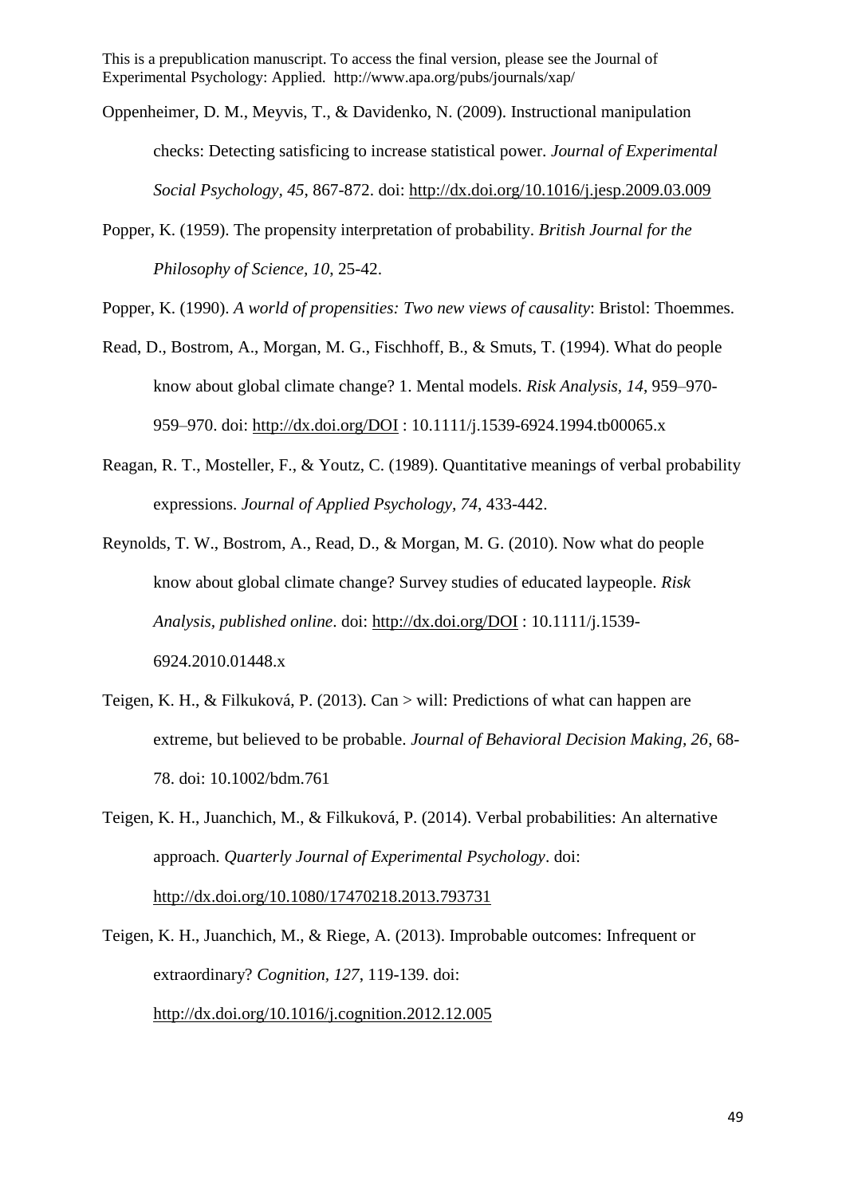Oppenheimer, D. M., Meyvis, T., & Davidenko, N. (2009). Instructional manipulation checks: Detecting satisficing to increase statistical power. *Journal of Experimental Social Psychology, 45*, 867-872. doi: http://dx.doi.org/10.1016/j.jesp.2009.03.009

Popper, K. (1959). The propensity interpretation of probability. *British Journal for the Philosophy of Science, 10*, 25-42.

Popper, K. (1990). *A world of propensities: Two new views of causality*: Bristol: Thoemmes.

Read, D., Bostrom, A., Morgan, M. G., Fischhoff, B., & Smuts, T. (1994). What do people know about global climate change? 1. Mental models. *Risk Analysis, 14*, 959–970-959–970. doi: http://dx.doi.org/DOI : 10.1111/j.1539-6924.1994.tb00065.x

Reagan, R. T., Mosteller, F., & Youtz, C. (1989). Quantitative meanings of verbal probability expressions. *Journal of Applied Psychology, 74*, 433-442.

Reynolds, T. W., Bostrom, A., Read, D., & Morgan, M. G. (2010). Now what do people know about global climate change? Survey studies of educated laypeople. *Risk Analysis, published online*. doi: http://dx.doi.org/DOI : 10.1111/j.1539-6924.2010.01448.x

Teigen, K. H., & Filkuková, P. (2013). Can > will: Predictions of what can happen are extreme, but believed to be probable. *Journal of Behavioral Decision Making, 26*, 68-78. doi: 10.1002/bdm.761

Teigen, K. H., Juanchich, M., & Filkuková, P. (2014). Verbal probabilities: An alternative approach. *Quarterly Journal of Experimental Psychology*. doi: http://dx.doi.org/10.1080/17470218.2013.793731

Teigen, K. H., Juanchich, M., & Riege, A. (2013). Improbable outcomes: Infrequent or extraordinary? *Cognition, 127*, 119-139. doi: http://dx.doi.org/10.1016/j.cognition.2012.12.005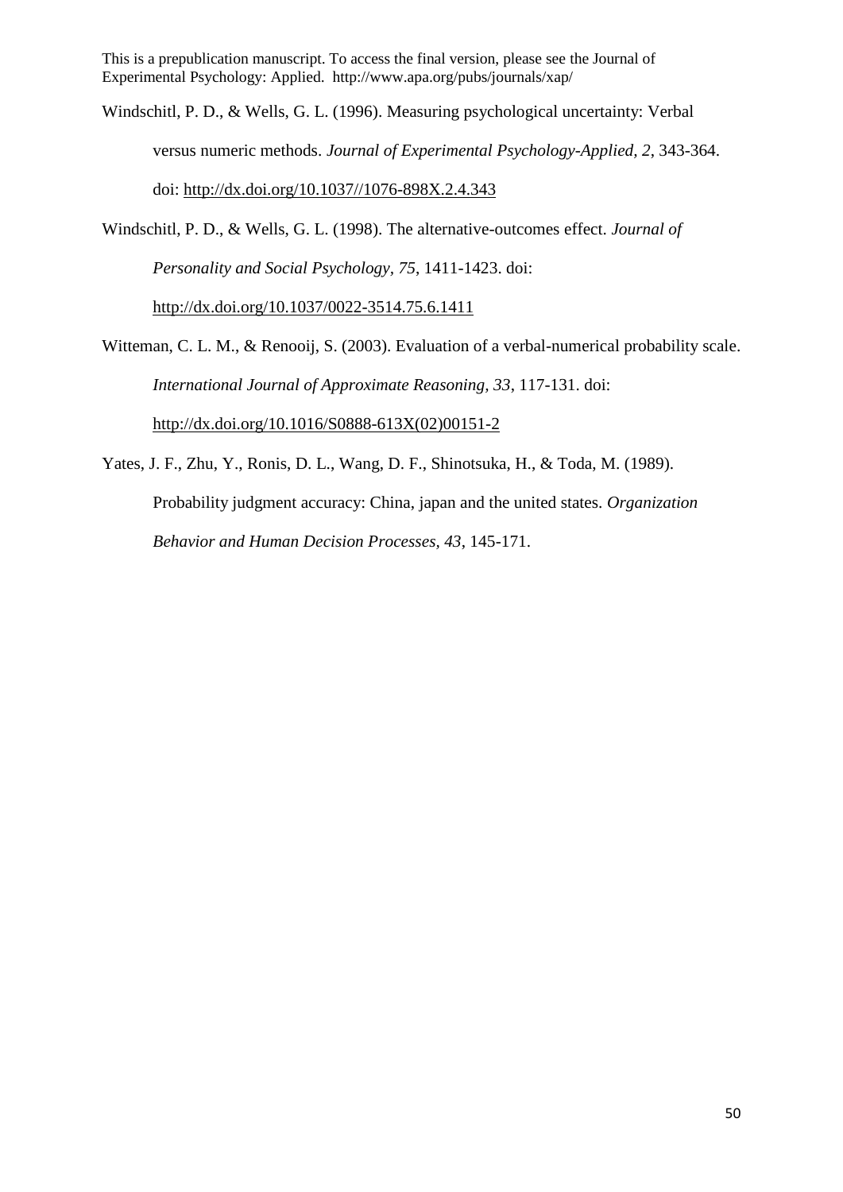Windschitl, P. D., & Wells, G. L. (1996). Measuring psychological uncertainty: Verbal versus numeric methods. *Journal of Experimental Psychology-Applied, 2,* 343-364. doi: http://dx.doi.org/10.1037//1076-898X.2.4.343

Windschitl, P. D., & Wells, G. L. (1998). The alternative-outcomes effect. *Journal of Personality and Social Psychology, 75*, 1411-1423. doi: http://dx.doi.org/10.1037/0022-3514.75.6.1411

Witteman, C. L. M., & Renooij, S. (2003). Evaluation of a verbal-numerical probability scale. *International Journal of Approximate Reasoning, 33*, 117-131. doi: http://dx.doi.org/10.1016/S0888-613X(02)00151-2

Yates, J. F., Zhu, Y., Ronis, D. L., Wang, D. F., Shinotsuka, H., & Toda, M. (1989). Probability judgment accuracy: China, japan and the united states. *Organization Behavior and Human Decision Processes, 43*, 145-171.